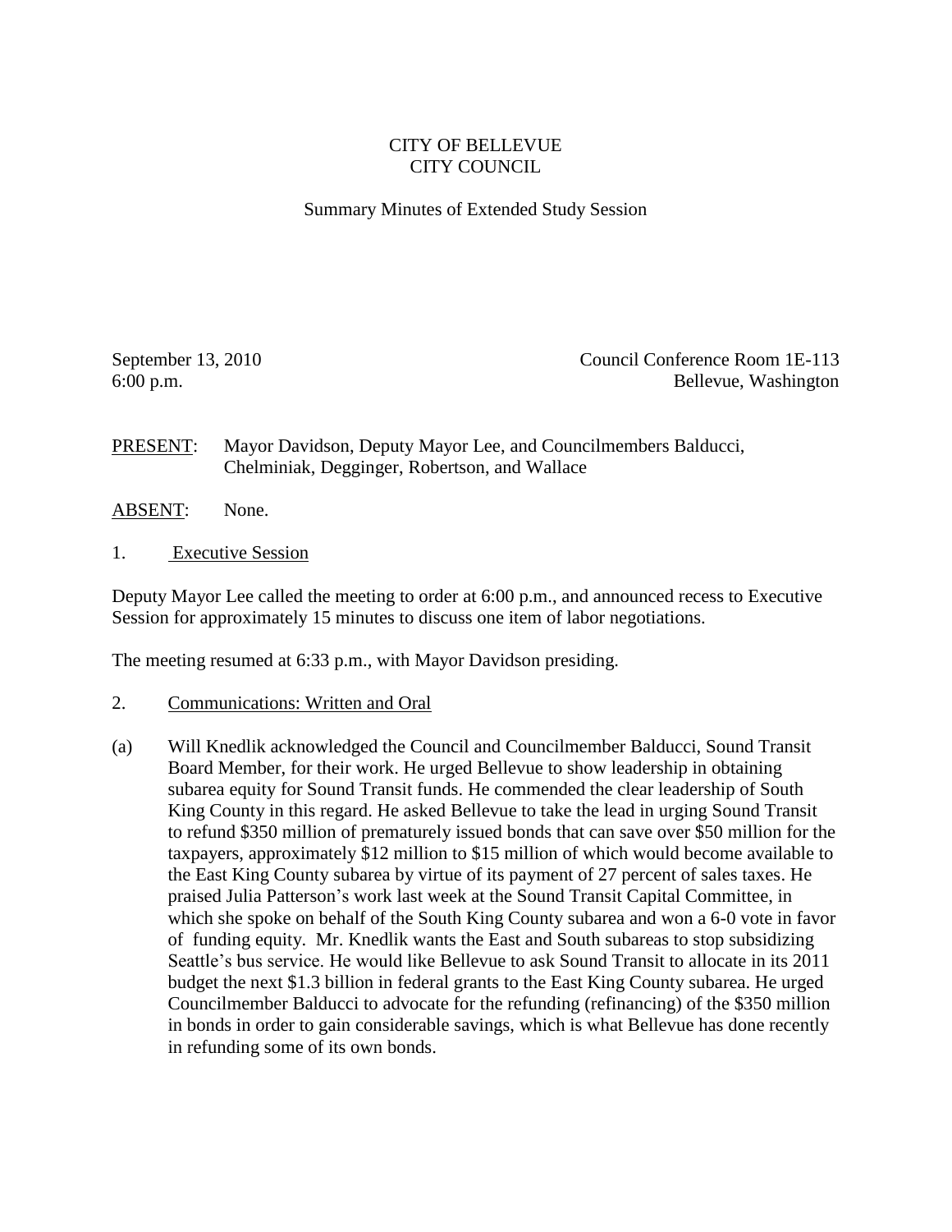CITY OF BELLEVUE
CITY COUNCIL

Summary Minutes of Extended Study Session

September 13, 2010
6:00 p.m.

Council Conference Room 1E-113
Bellevue, Washington

PRESENT: Mayor Davidson, Deputy Mayor Lee, and Councilmembers Balducci, Chelminiak, Degginger, Robertson, and Wallace

ABSENT: None.

1. Executive Session

Deputy Mayor Lee called the meeting to order at 6:00 p.m., and announced recess to Executive Session for approximately 15 minutes to discuss one item of labor negotiations.

The meeting resumed at 6:33 p.m., with Mayor Davidson presiding.

2. Communications: Written and Oral

(a) Will Knedlik acknowledged the Council and Councilmember Balducci, Sound Transit Board Member, for their work. He urged Bellevue to show leadership in obtaining subarea equity for Sound Transit funds. He commended the clear leadership of South King County in this regard. He asked Bellevue to take the lead in urging Sound Transit to refund $350 million of prematurely issued bonds that can save over $50 million for the taxpayers, approximately $12 million to $15 million of which would become available to the East King County subarea by virtue of its payment of 27 percent of sales taxes. He praised Julia Patterson's work last week at the Sound Transit Capital Committee, in which she spoke on behalf of the South King County subarea and won a 6-0 vote in favor of funding equity. Mr. Knedlik wants the East and South subareas to stop subsidizing Seattle's bus service. He would like Bellevue to ask Sound Transit to allocate in its 2011 budget the next $1.3 billion in federal grants to the East King County subarea. He urged Councilmember Balducci to advocate for the refunding (refinancing) of the $350 million in bonds in order to gain considerable savings, which is what Bellevue has done recently in refunding some of its own bonds.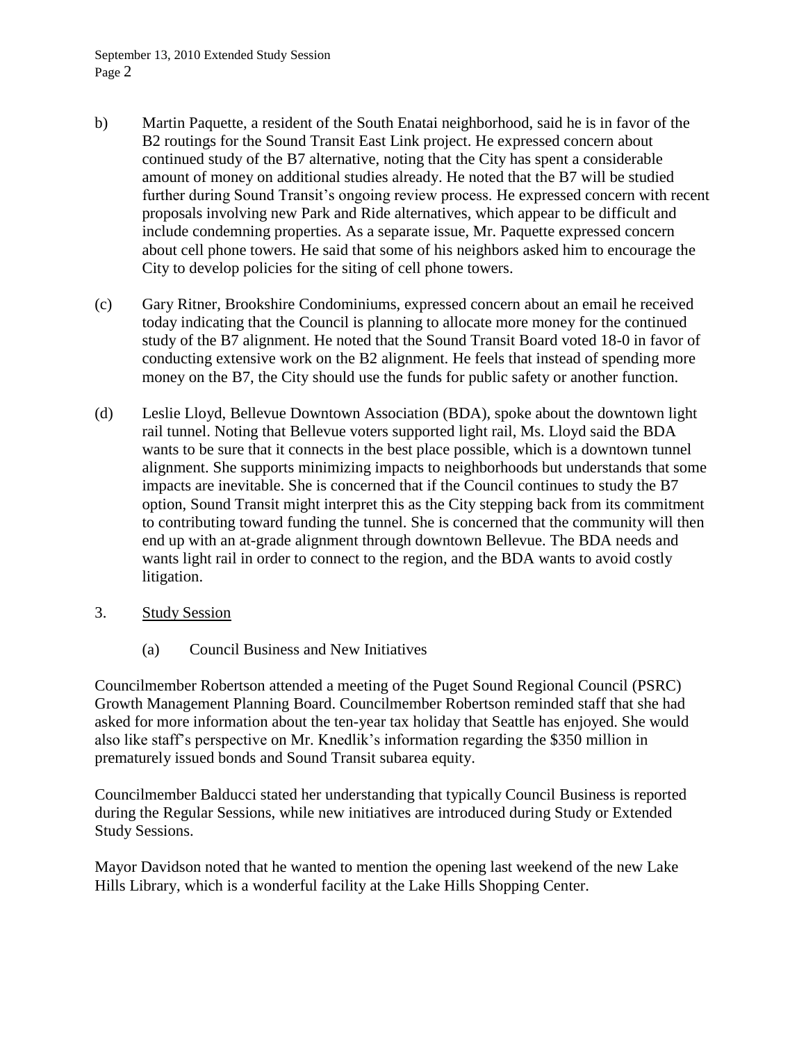b) Martin Paquette, a resident of the South Enatai neighborhood, said he is in favor of the B2 routings for the Sound Transit East Link project. He expressed concern about continued study of the B7 alternative, noting that the City has spent a considerable amount of money on additional studies already. He noted that the B7 will be studied further during Sound Transit's ongoing review process. He expressed concern with recent proposals involving new Park and Ride alternatives, which appear to be difficult and include condemning properties. As a separate issue, Mr. Paquette expressed concern about cell phone towers. He said that some of his neighbors asked him to encourage the City to develop policies for the siting of cell phone towers.

(c) Gary Ritner, Brookshire Condominiums, expressed concern about an email he received today indicating that the Council is planning to allocate more money for the continued study of the B7 alignment. He noted that the Sound Transit Board voted 18-0 in favor of conducting extensive work on the B2 alignment. He feels that instead of spending more money on the B7, the City should use the funds for public safety or another function.

(d) Leslie Lloyd, Bellevue Downtown Association (BDA), spoke about the downtown light rail tunnel. Noting that Bellevue voters supported light rail, Ms. Lloyd said the BDA wants to be sure that it connects in the best place possible, which is a downtown tunnel alignment. She supports minimizing impacts to neighborhoods but understands that some impacts are inevitable. She is concerned that if the Council continues to study the B7 option, Sound Transit might interpret this as the City stepping back from its commitment to contributing toward funding the tunnel. She is concerned that the community will then end up with an at-grade alignment through downtown Bellevue. The BDA needs and wants light rail in order to connect to the region, and the BDA wants to avoid costly litigation.

3. Study Session

   (a) Council Business and New Initiatives

Councilmember Robertson attended a meeting of the Puget Sound Regional Council (PSRC) Growth Management Planning Board. Councilmember Robertson reminded staff that she had asked for more information about the ten-year tax holiday that Seattle has enjoyed. She would also like staff's perspective on Mr. Knedlik's information regarding the $350 million in prematurely issued bonds and Sound Transit subarea equity.

Councilmember Balducci stated her understanding that typically Council Business is reported during the Regular Sessions, while new initiatives are introduced during Study or Extended Study Sessions.

Mayor Davidson noted that he wanted to mention the opening last weekend of the new Lake Hills Library, which is a wonderful facility at the Lake Hills Shopping Center.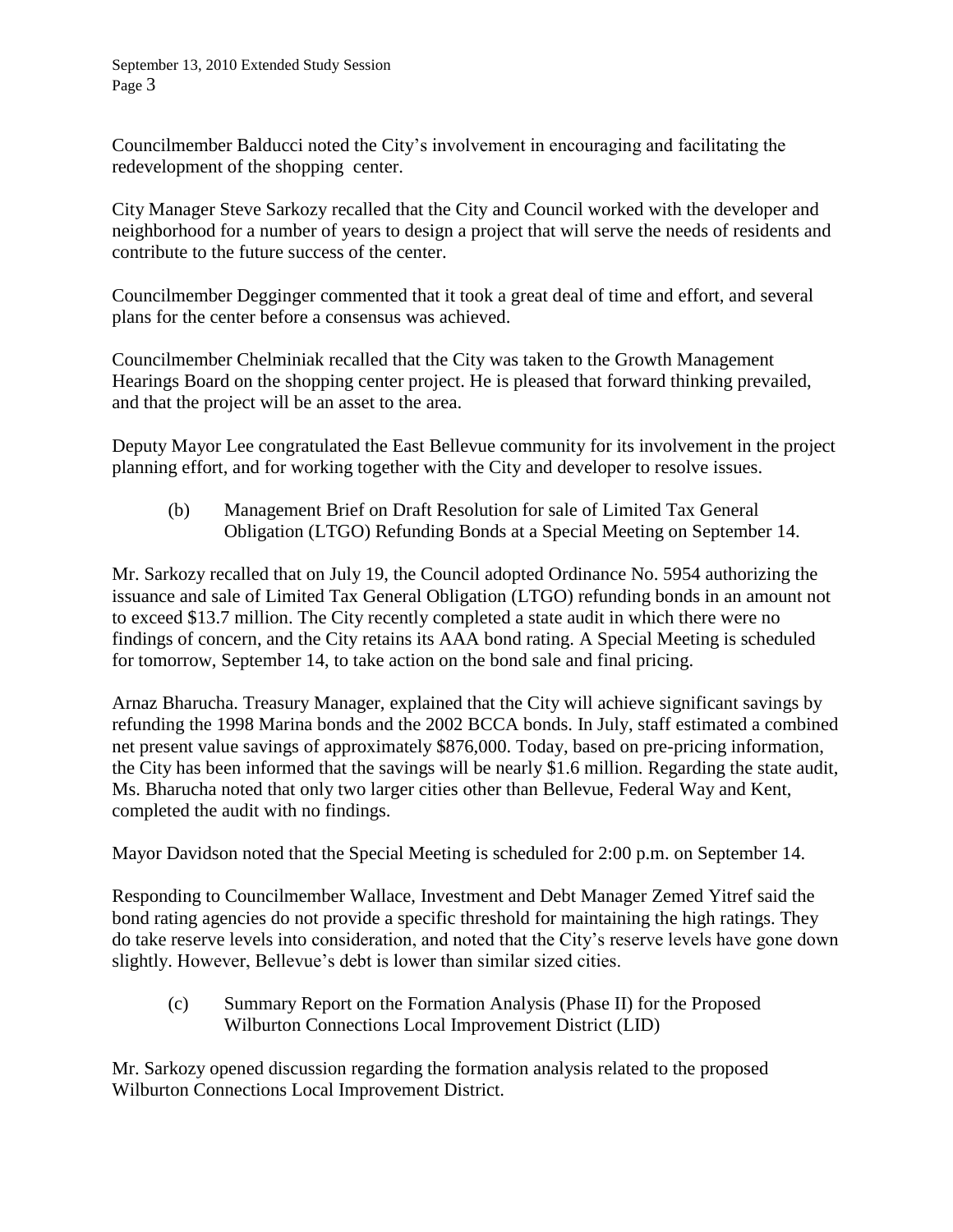Councilmember Balducci noted the City's involvement in encouraging and facilitating the redevelopment of the shopping center.

City Manager Steve Sarkozy recalled that the City and Council worked with the developer and neighborhood for a number of years to design a project that will serve the needs of residents and contribute to the future success of the center.

Councilmember Degginger commented that it took a great deal of time and effort, and several plans for the center before a consensus was achieved.

Councilmember Chelminiak recalled that the City was taken to the Growth Management Hearings Board on the shopping center project. He is pleased that forward thinking prevailed, and that the project will be an asset to the area.

Deputy Mayor Lee congratulated the East Bellevue community for its involvement in the project planning effort, and for working together with the City and developer to resolve issues.

(b) Management Brief on Draft Resolution for sale of Limited Tax General Obligation (LTGO) Refunding Bonds at a Special Meeting on September 14.

Mr. Sarkozy recalled that on July 19, the Council adopted Ordinance No. 5954 authorizing the issuance and sale of Limited Tax General Obligation (LTGO) refunding bonds in an amount not to exceed $13.7 million. The City recently completed a state audit in which there were no findings of concern, and the City retains its AAA bond rating. A Special Meeting is scheduled for tomorrow, September 14, to take action on the bond sale and final pricing.

Arnaz Bharucha. Treasury Manager, explained that the City will achieve significant savings by refunding the 1998 Marina bonds and the 2002 BCCA bonds. In July, staff estimated a combined net present value savings of approximately $876,000. Today, based on pre-pricing information, the City has been informed that the savings will be nearly $1.6 million. Regarding the state audit, Ms. Bharucha noted that only two larger cities other than Bellevue, Federal Way and Kent, completed the audit with no findings.

Mayor Davidson noted that the Special Meeting is scheduled for 2:00 p.m. on September 14.

Responding to Councilmember Wallace, Investment and Debt Manager Zemed Yitref said the bond rating agencies do not provide a specific threshold for maintaining the high ratings. They do take reserve levels into consideration, and noted that the City's reserve levels have gone down slightly. However, Bellevue's debt is lower than similar sized cities.

(c) Summary Report on the Formation Analysis (Phase II) for the Proposed Wilburton Connections Local Improvement District (LID)

Mr. Sarkozy opened discussion regarding the formation analysis related to the proposed Wilburton Connections Local Improvement District.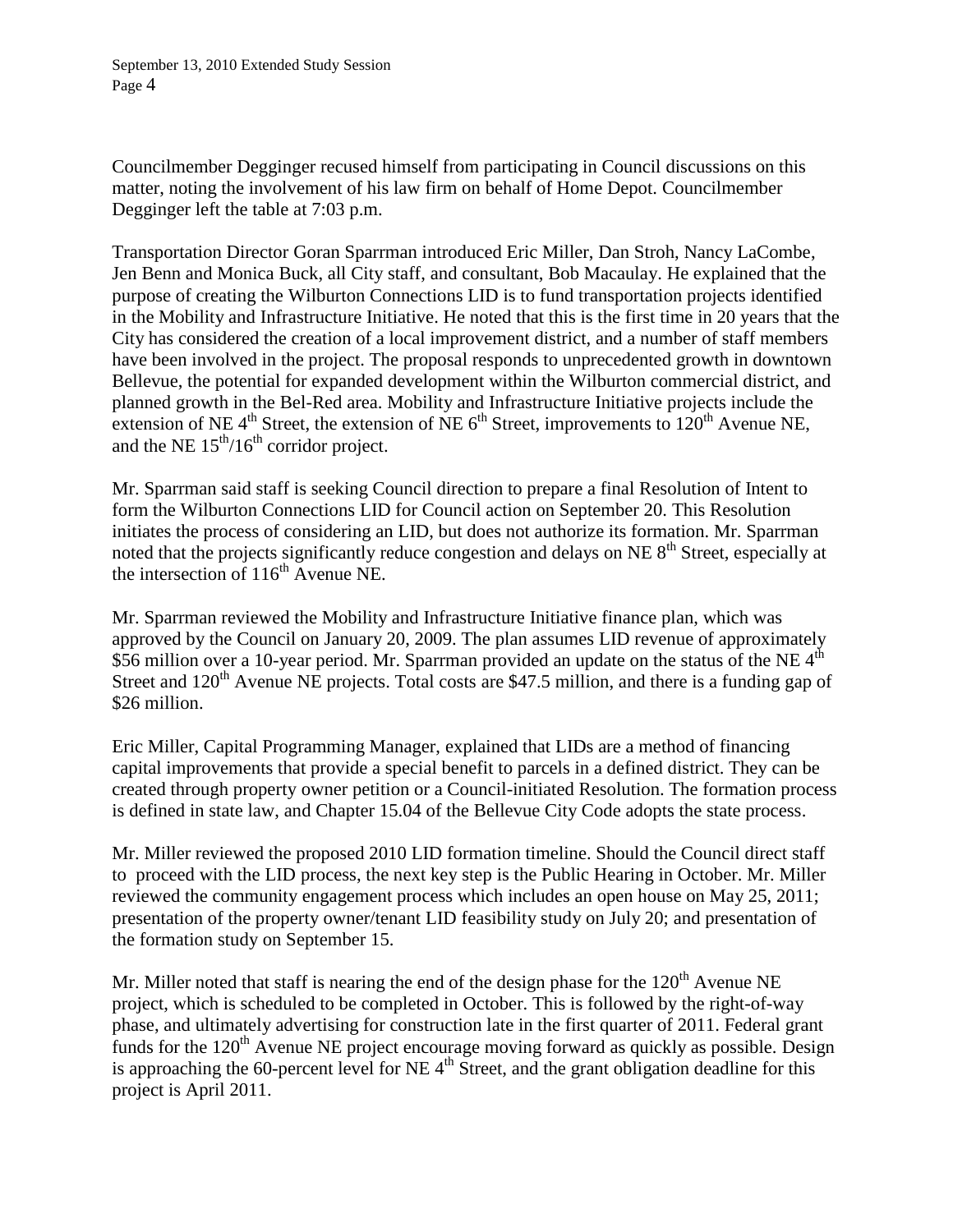Councilmember Degginger recused himself from participating in Council discussions on this matter, noting the involvement of his law firm on behalf of Home Depot. Councilmember Degginger left the table at 7:03 p.m.

Transportation Director Goran Sparrman introduced Eric Miller, Dan Stroh, Nancy LaCombe, Jen Benn and Monica Buck, all City staff, and consultant, Bob Macaulay. He explained that the purpose of creating the Wilburton Connections LID is to fund transportation projects identified in the Mobility and Infrastructure Initiative. He noted that this is the first time in 20 years that the City has considered the creation of a local improvement district, and a number of staff members have been involved in the project. The proposal responds to unprecedented growth in downtown Bellevue, the potential for expanded development within the Wilburton commercial district, and planned growth in the Bel-Red area. Mobility and Infrastructure Initiative projects include the extension of NE 4th Street, the extension of NE 6th Street, improvements to 120th Avenue NE, and the NE 15th/16th corridor project.

Mr. Sparrman said staff is seeking Council direction to prepare a final Resolution of Intent to form the Wilburton Connections LID for Council action on September 20. This Resolution initiates the process of considering an LID, but does not authorize its formation. Mr. Sparrman noted that the projects significantly reduce congestion and delays on NE 8th Street, especially at the intersection of 116th Avenue NE.

Mr. Sparrman reviewed the Mobility and Infrastructure Initiative finance plan, which was approved by the Council on January 20, 2009. The plan assumes LID revenue of approximately $56 million over a 10-year period. Mr. Sparrman provided an update on the status of the NE 4th Street and 120th Avenue NE projects. Total costs are $47.5 million, and there is a funding gap of $26 million.

Eric Miller, Capital Programming Manager, explained that LIDs are a method of financing capital improvements that provide a special benefit to parcels in a defined district. They can be created through property owner petition or a Council-initiated Resolution. The formation process is defined in state law, and Chapter 15.04 of the Bellevue City Code adopts the state process.

Mr. Miller reviewed the proposed 2010 LID formation timeline. Should the Council direct staff to proceed with the LID process, the next key step is the Public Hearing in October. Mr. Miller reviewed the community engagement process which includes an open house on May 25, 2011; presentation of the property owner/tenant LID feasibility study on July 20; and presentation of the formation study on September 15.

Mr. Miller noted that staff is nearing the end of the design phase for the 120th Avenue NE project, which is scheduled to be completed in October. This is followed by the right-of-way phase, and ultimately advertising for construction late in the first quarter of 2011. Federal grant funds for the 120th Avenue NE project encourage moving forward as quickly as possible. Design is approaching the 60-percent level for NE 4th Street, and the grant obligation deadline for this project is April 2011.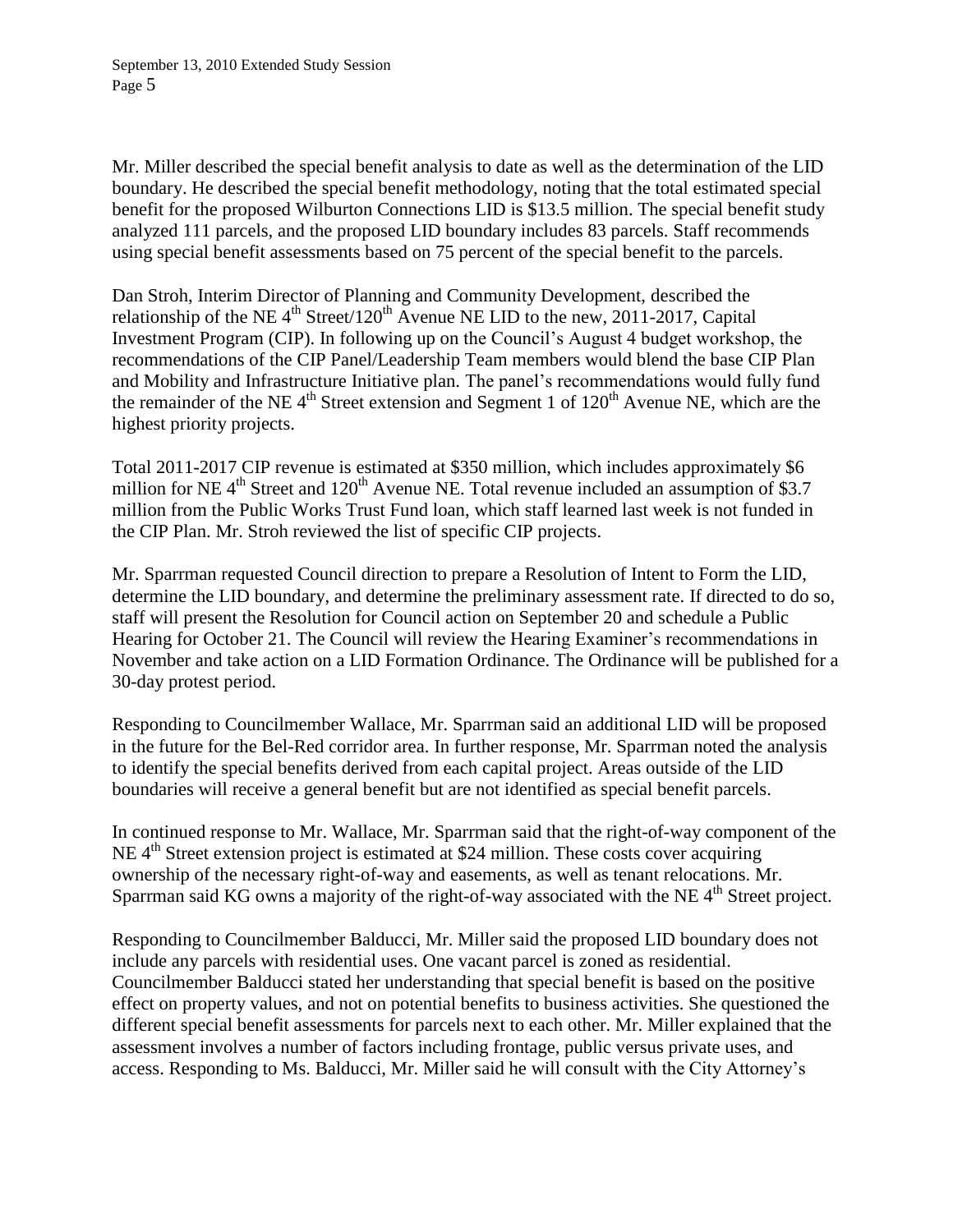Mr. Miller described the special benefit analysis to date as well as the determination of the LID boundary. He described the special benefit methodology, noting that the total estimated special benefit for the proposed Wilburton Connections LID is \$13.5 million. The special benefit study analyzed 111 parcels, and the proposed LID boundary includes 83 parcels. Staff recommends using special benefit assessments based on 75 percent of the special benefit to the parcels.

Dan Stroh, Interim Director of Planning and Community Development, described the relationship of the NE 4th Street/120th Avenue NE LID to the new, 2011-2017, Capital Investment Program (CIP). In following up on the Council's August 4 budget workshop, the recommendations of the CIP Panel/Leadership Team members would blend the base CIP Plan and Mobility and Infrastructure Initiative plan. The panel's recommendations would fully fund the remainder of the NE 4th Street extension and Segment 1 of 120th Avenue NE, which are the highest priority projects.

Total 2011-2017 CIP revenue is estimated at \$350 million, which includes approximately \$6 million for NE 4th Street and 120th Avenue NE. Total revenue included an assumption of \$3.7 million from the Public Works Trust Fund loan, which staff learned last week is not funded in the CIP Plan. Mr. Stroh reviewed the list of specific CIP projects.

Mr. Sparrman requested Council direction to prepare a Resolution of Intent to Form the LID, determine the LID boundary, and determine the preliminary assessment rate. If directed to do so, staff will present the Resolution for Council action on September 20 and schedule a Public Hearing for October 21. The Council will review the Hearing Examiner's recommendations in November and take action on a LID Formation Ordinance. The Ordinance will be published for a 30-day protest period.

Responding to Councilmember Wallace, Mr. Sparrman said an additional LID will be proposed in the future for the Bel-Red corridor area. In further response, Mr. Sparrman noted the analysis to identify the special benefits derived from each capital project. Areas outside of the LID boundaries will receive a general benefit but are not identified as special benefit parcels.

In continued response to Mr. Wallace, Mr. Sparrman said that the right-of-way component of the NE 4th Street extension project is estimated at \$24 million. These costs cover acquiring ownership of the necessary right-of-way and easements, as well as tenant relocations. Mr. Sparrman said KG owns a majority of the right-of-way associated with the NE 4th Street project.

Responding to Councilmember Balducci, Mr. Miller said the proposed LID boundary does not include any parcels with residential uses. One vacant parcel is zoned as residential. Councilmember Balducci stated her understanding that special benefit is based on the positive effect on property values, and not on potential benefits to business activities. She questioned the different special benefit assessments for parcels next to each other. Mr. Miller explained that the assessment involves a number of factors including frontage, public versus private uses, and access. Responding to Ms. Balducci, Mr. Miller said he will consult with the City Attorney's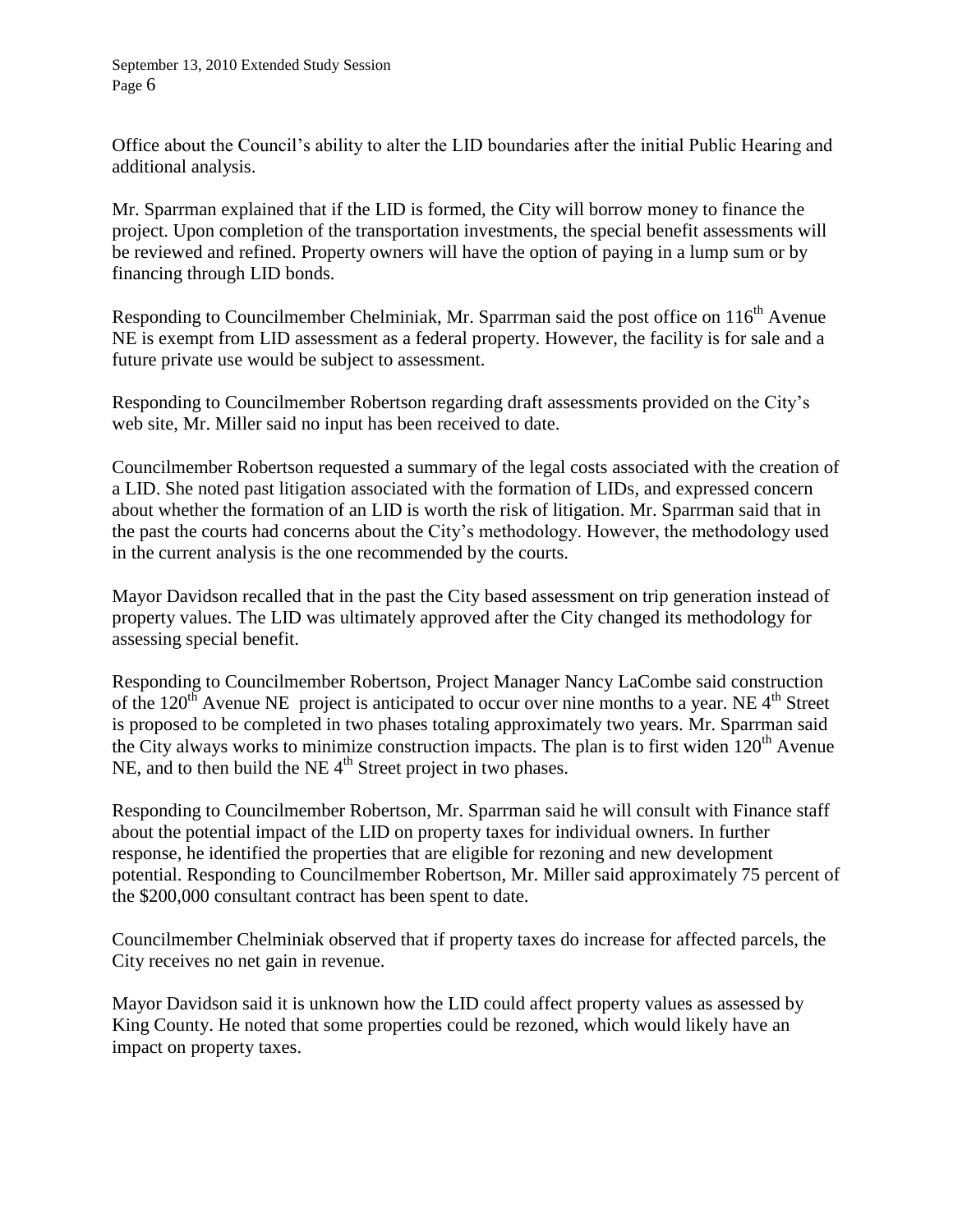Office about the Council's ability to alter the LID boundaries after the initial Public Hearing and additional analysis.

Mr. Sparrman explained that if the LID is formed, the City will borrow money to finance the project. Upon completion of the transportation investments, the special benefit assessments will be reviewed and refined. Property owners will have the option of paying in a lump sum or by financing through LID bonds.

Responding to Councilmember Chelminiak, Mr. Sparrman said the post office on 116th Avenue NE is exempt from LID assessment as a federal property. However, the facility is for sale and a future private use would be subject to assessment.

Responding to Councilmember Robertson regarding draft assessments provided on the City's web site, Mr. Miller said no input has been received to date.

Councilmember Robertson requested a summary of the legal costs associated with the creation of a LID. She noted past litigation associated with the formation of LIDs, and expressed concern about whether the formation of an LID is worth the risk of litigation. Mr. Sparrman said that in the past the courts had concerns about the City's methodology. However, the methodology used in the current analysis is the one recommended by the courts.

Mayor Davidson recalled that in the past the City based assessment on trip generation instead of property values. The LID was ultimately approved after the City changed its methodology for assessing special benefit.

Responding to Councilmember Robertson, Project Manager Nancy LaCombe said construction of the 120th Avenue NE project is anticipated to occur over nine months to a year. NE 4th Street is proposed to be completed in two phases totaling approximately two years. Mr. Sparrman said the City always works to minimize construction impacts. The plan is to first widen 120th Avenue NE, and to then build the NE 4th Street project in two phases.

Responding to Councilmember Robertson, Mr. Sparrman said he will consult with Finance staff about the potential impact of the LID on property taxes for individual owners. In further response, he identified the properties that are eligible for rezoning and new development potential. Responding to Councilmember Robertson, Mr. Miller said approximately 75 percent of the $200,000 consultant contract has been spent to date.

Councilmember Chelminiak observed that if property taxes do increase for affected parcels, the City receives no net gain in revenue.

Mayor Davidson said it is unknown how the LID could affect property values as assessed by King County. He noted that some properties could be rezoned, which would likely have an impact on property taxes.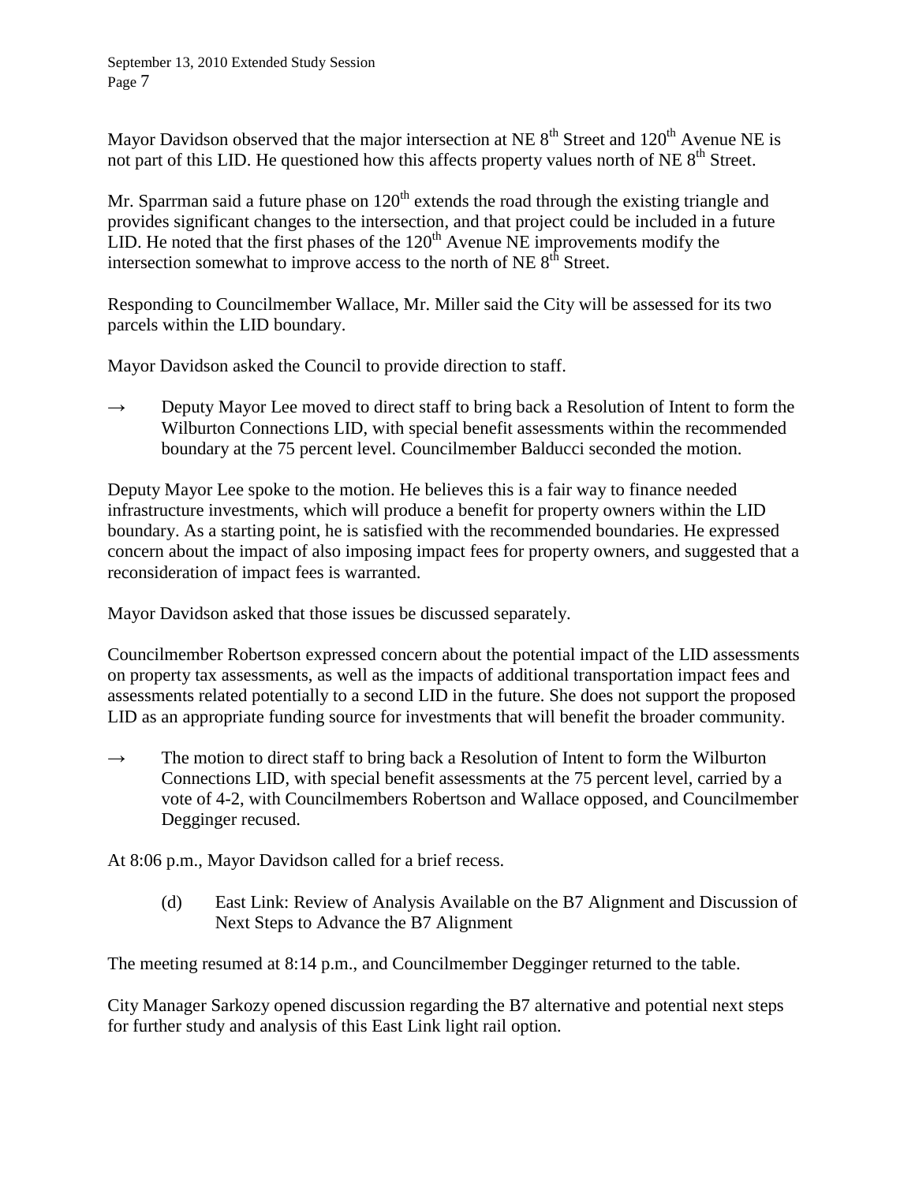Mayor Davidson observed that the major intersection at NE 8th Street and 120th Avenue NE is not part of this LID. He questioned how this affects property values north of NE 8th Street.

Mr. Sparrman said a future phase on 120th extends the road through the existing triangle and provides significant changes to the intersection, and that project could be included in a future LID. He noted that the first phases of the 120th Avenue NE improvements modify the intersection somewhat to improve access to the north of NE 8th Street.

Responding to Councilmember Wallace, Mr. Miller said the City will be assessed for its two parcels within the LID boundary.

Mayor Davidson asked the Council to provide direction to staff.

→ Deputy Mayor Lee moved to direct staff to bring back a Resolution of Intent to form the Wilburton Connections LID, with special benefit assessments within the recommended boundary at the 75 percent level. Councilmember Balducci seconded the motion.

Deputy Mayor Lee spoke to the motion. He believes this is a fair way to finance needed infrastructure investments, which will produce a benefit for property owners within the LID boundary. As a starting point, he is satisfied with the recommended boundaries. He expressed concern about the impact of also imposing impact fees for property owners, and suggested that a reconsideration of impact fees is warranted.

Mayor Davidson asked that those issues be discussed separately.

Councilmember Robertson expressed concern about the potential impact of the LID assessments on property tax assessments, as well as the impacts of additional transportation impact fees and assessments related potentially to a second LID in the future. She does not support the proposed LID as an appropriate funding source for investments that will benefit the broader community.

→ The motion to direct staff to bring back a Resolution of Intent to form the Wilburton Connections LID, with special benefit assessments at the 75 percent level, carried by a vote of 4-2, with Councilmembers Robertson and Wallace opposed, and Councilmember Degginger recused.

At 8:06 p.m., Mayor Davidson called for a brief recess.

(d) East Link: Review of Analysis Available on the B7 Alignment and Discussion of Next Steps to Advance the B7 Alignment

The meeting resumed at 8:14 p.m., and Councilmember Degginger returned to the table.

City Manager Sarkozy opened discussion regarding the B7 alternative and potential next steps for further study and analysis of this East Link light rail option.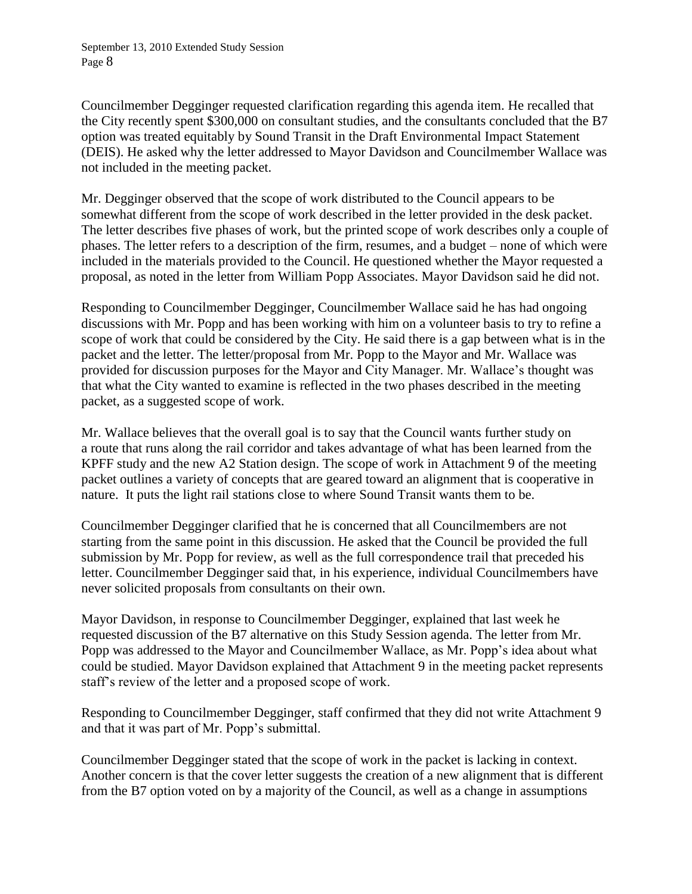Councilmember Degginger requested clarification regarding this agenda item. He recalled that the City recently spent $300,000 on consultant studies, and the consultants concluded that the B7 option was treated equitably by Sound Transit in the Draft Environmental Impact Statement (DEIS). He asked why the letter addressed to Mayor Davidson and Councilmember Wallace was not included in the meeting packet.

Mr. Degginger observed that the scope of work distributed to the Council appears to be somewhat different from the scope of work described in the letter provided in the desk packet. The letter describes five phases of work, but the printed scope of work describes only a couple of phases. The letter refers to a description of the firm, resumes, and a budget – none of which were included in the materials provided to the Council. He questioned whether the Mayor requested a proposal, as noted in the letter from William Popp Associates. Mayor Davidson said he did not.

Responding to Councilmember Degginger, Councilmember Wallace said he has had ongoing discussions with Mr. Popp and has been working with him on a volunteer basis to try to refine a scope of work that could be considered by the City. He said there is a gap between what is in the packet and the letter. The letter/proposal from Mr. Popp to the Mayor and Mr. Wallace was provided for discussion purposes for the Mayor and City Manager. Mr. Wallace's thought was that what the City wanted to examine is reflected in the two phases described in the meeting packet, as a suggested scope of work.

Mr. Wallace believes that the overall goal is to say that the Council wants further study on a route that runs along the rail corridor and takes advantage of what has been learned from the KPFF study and the new A2 Station design. The scope of work in Attachment 9 of the meeting packet outlines a variety of concepts that are geared toward an alignment that is cooperative in nature. It puts the light rail stations close to where Sound Transit wants them to be.

Councilmember Degginger clarified that he is concerned that all Councilmembers are not starting from the same point in this discussion. He asked that the Council be provided the full submission by Mr. Popp for review, as well as the full correspondence trail that preceded his letter. Councilmember Degginger said that, in his experience, individual Councilmembers have never solicited proposals from consultants on their own.

Mayor Davidson, in response to Councilmember Degginger, explained that last week he requested discussion of the B7 alternative on this Study Session agenda. The letter from Mr. Popp was addressed to the Mayor and Councilmember Wallace, as Mr. Popp's idea about what could be studied. Mayor Davidson explained that Attachment 9 in the meeting packet represents staff's review of the letter and a proposed scope of work.

Responding to Councilmember Degginger, staff confirmed that they did not write Attachment 9 and that it was part of Mr. Popp's submittal.

Councilmember Degginger stated that the scope of work in the packet is lacking in context. Another concern is that the cover letter suggests the creation of a new alignment that is different from the B7 option voted on by a majority of the Council, as well as a change in assumptions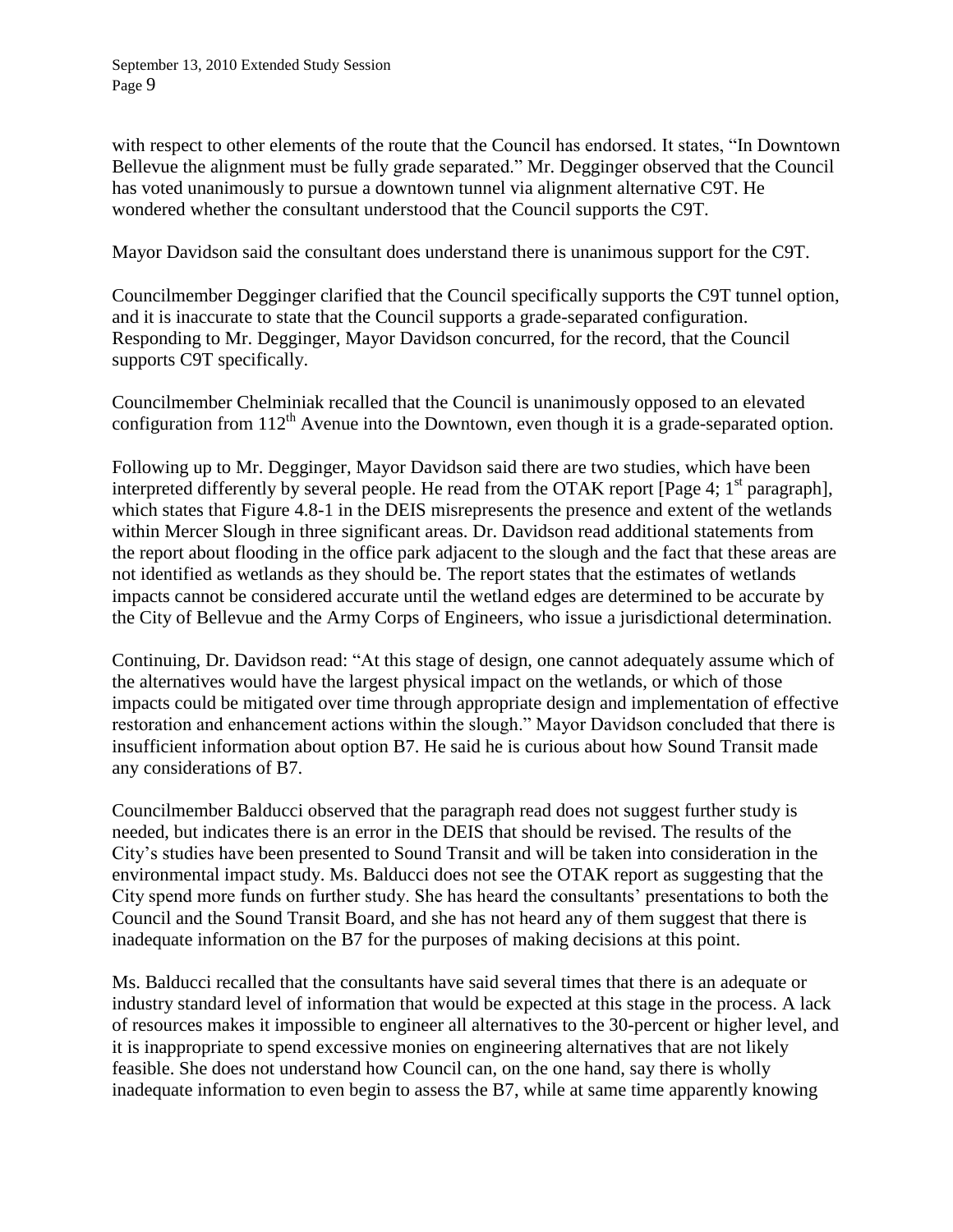with respect to other elements of the route that the Council has endorsed. It states, "In Downtown Bellevue the alignment must be fully grade separated." Mr. Degginger observed that the Council has voted unanimously to pursue a downtown tunnel via alignment alternative C9T. He wondered whether the consultant understood that the Council supports the C9T.

Mayor Davidson said the consultant does understand there is unanimous support for the C9T.

Councilmember Degginger clarified that the Council specifically supports the C9T tunnel option, and it is inaccurate to state that the Council supports a grade-separated configuration. Responding to Mr. Degginger, Mayor Davidson concurred, for the record, that the Council supports C9T specifically.

Councilmember Chelminiak recalled that the Council is unanimously opposed to an elevated configuration from 112th Avenue into the Downtown, even though it is a grade-separated option.

Following up to Mr. Degginger, Mayor Davidson said there are two studies, which have been interpreted differently by several people. He read from the OTAK report [Page 4; 1st paragraph], which states that Figure 4.8-1 in the DEIS misrepresents the presence and extent of the wetlands within Mercer Slough in three significant areas. Dr. Davidson read additional statements from the report about flooding in the office park adjacent to the slough and the fact that these areas are not identified as wetlands as they should be. The report states that the estimates of wetlands impacts cannot be considered accurate until the wetland edges are determined to be accurate by the City of Bellevue and the Army Corps of Engineers, who issue a jurisdictional determination.

Continuing, Dr. Davidson read: "At this stage of design, one cannot adequately assume which of the alternatives would have the largest physical impact on the wetlands, or which of those impacts could be mitigated over time through appropriate design and implementation of effective restoration and enhancement actions within the slough." Mayor Davidson concluded that there is insufficient information about option B7. He said he is curious about how Sound Transit made any considerations of B7.

Councilmember Balducci observed that the paragraph read does not suggest further study is needed, but indicates there is an error in the DEIS that should be revised. The results of the City's studies have been presented to Sound Transit and will be taken into consideration in the environmental impact study. Ms. Balducci does not see the OTAK report as suggesting that the City spend more funds on further study. She has heard the consultants' presentations to both the Council and the Sound Transit Board, and she has not heard any of them suggest that there is inadequate information on the B7 for the purposes of making decisions at this point.

Ms. Balducci recalled that the consultants have said several times that there is an adequate or industry standard level of information that would be expected at this stage in the process. A lack of resources makes it impossible to engineer all alternatives to the 30-percent or higher level, and it is inappropriate to spend excessive monies on engineering alternatives that are not likely feasible. She does not understand how Council can, on the one hand, say there is wholly inadequate information to even begin to assess the B7, while at same time apparently knowing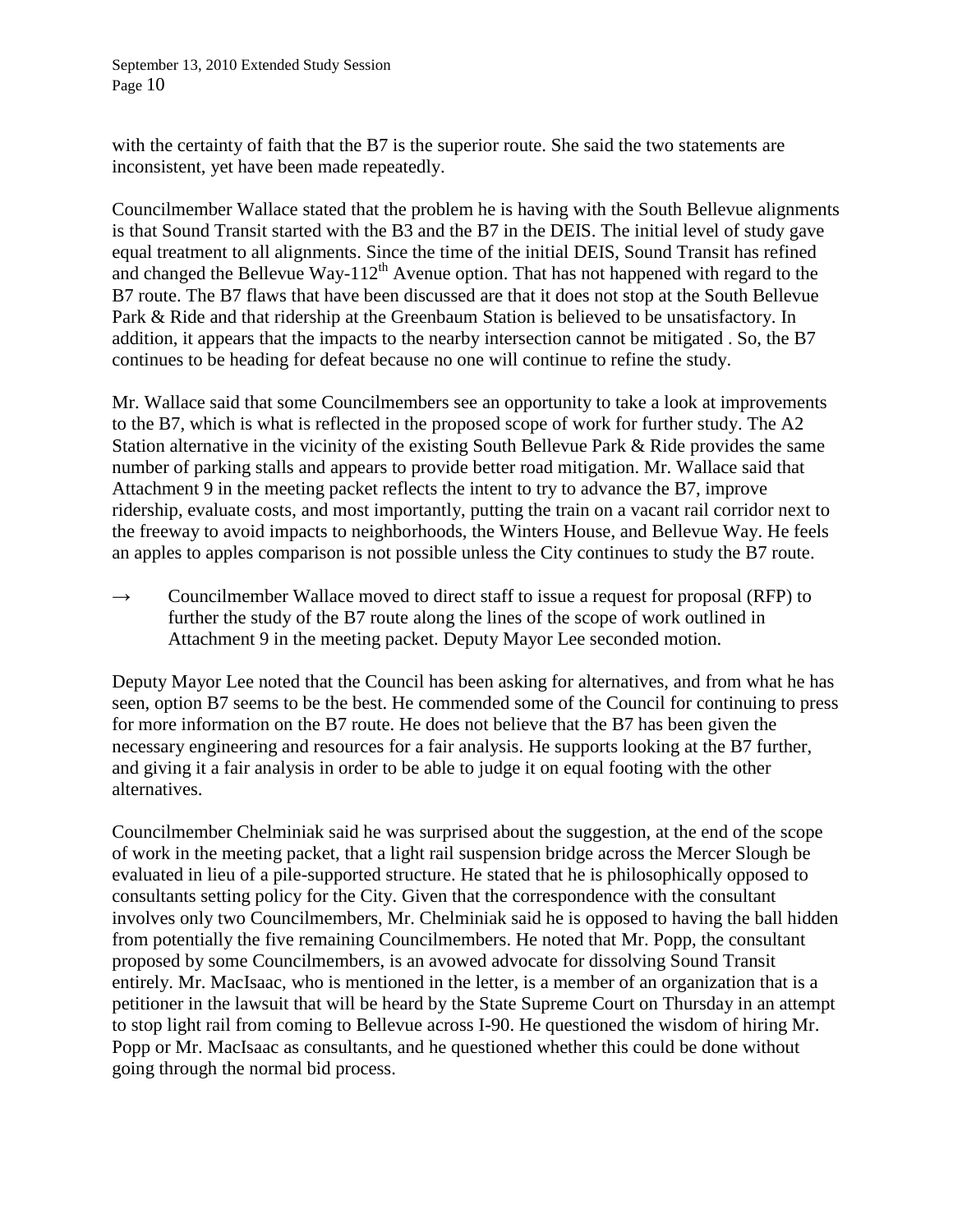with the certainty of faith that the B7 is the superior route. She said the two statements are inconsistent, yet have been made repeatedly.

Councilmember Wallace stated that the problem he is having with the South Bellevue alignments is that Sound Transit started with the B3 and the B7 in the DEIS. The initial level of study gave equal treatment to all alignments. Since the time of the initial DEIS, Sound Transit has refined and changed the Bellevue Way-112th Avenue option. That has not happened with regard to the B7 route. The B7 flaws that have been discussed are that it does not stop at the South Bellevue Park & Ride and that ridership at the Greenbaum Station is believed to be unsatisfactory. In addition, it appears that the impacts to the nearby intersection cannot be mitigated . So, the B7 continues to be heading for defeat because no one will continue to refine the study.

Mr. Wallace said that some Councilmembers see an opportunity to take a look at improvements to the B7, which is what is reflected in the proposed scope of work for further study. The A2 Station alternative in the vicinity of the existing South Bellevue Park & Ride provides the same number of parking stalls and appears to provide better road mitigation. Mr. Wallace said that Attachment 9 in the meeting packet reflects the intent to try to advance the B7, improve ridership, evaluate costs, and most importantly, putting the train on a vacant rail corridor next to the freeway to avoid impacts to neighborhoods, the Winters House, and Bellevue Way. He feels an apples to apples comparison is not possible unless the City continues to study the B7 route.

→ Councilmember Wallace moved to direct staff to issue a request for proposal (RFP) to further the study of the B7 route along the lines of the scope of work outlined in Attachment 9 in the meeting packet. Deputy Mayor Lee seconded motion.

Deputy Mayor Lee noted that the Council has been asking for alternatives, and from what he has seen, option B7 seems to be the best. He commended some of the Council for continuing to press for more information on the B7 route. He does not believe that the B7 has been given the necessary engineering and resources for a fair analysis. He supports looking at the B7 further, and giving it a fair analysis in order to be able to judge it on equal footing with the other alternatives.

Councilmember Chelminiak said he was surprised about the suggestion, at the end of the scope of work in the meeting packet, that a light rail suspension bridge across the Mercer Slough be evaluated in lieu of a pile-supported structure. He stated that he is philosophically opposed to consultants setting policy for the City. Given that the correspondence with the consultant involves only two Councilmembers, Mr. Chelminiak said he is opposed to having the ball hidden from potentially the five remaining Councilmembers. He noted that Mr. Popp, the consultant proposed by some Councilmembers, is an avowed advocate for dissolving Sound Transit entirely. Mr. MacIsaac, who is mentioned in the letter, is a member of an organization that is a petitioner in the lawsuit that will be heard by the State Supreme Court on Thursday in an attempt to stop light rail from coming to Bellevue across I-90. He questioned the wisdom of hiring Mr. Popp or Mr. MacIsaac as consultants, and he questioned whether this could be done without going through the normal bid process.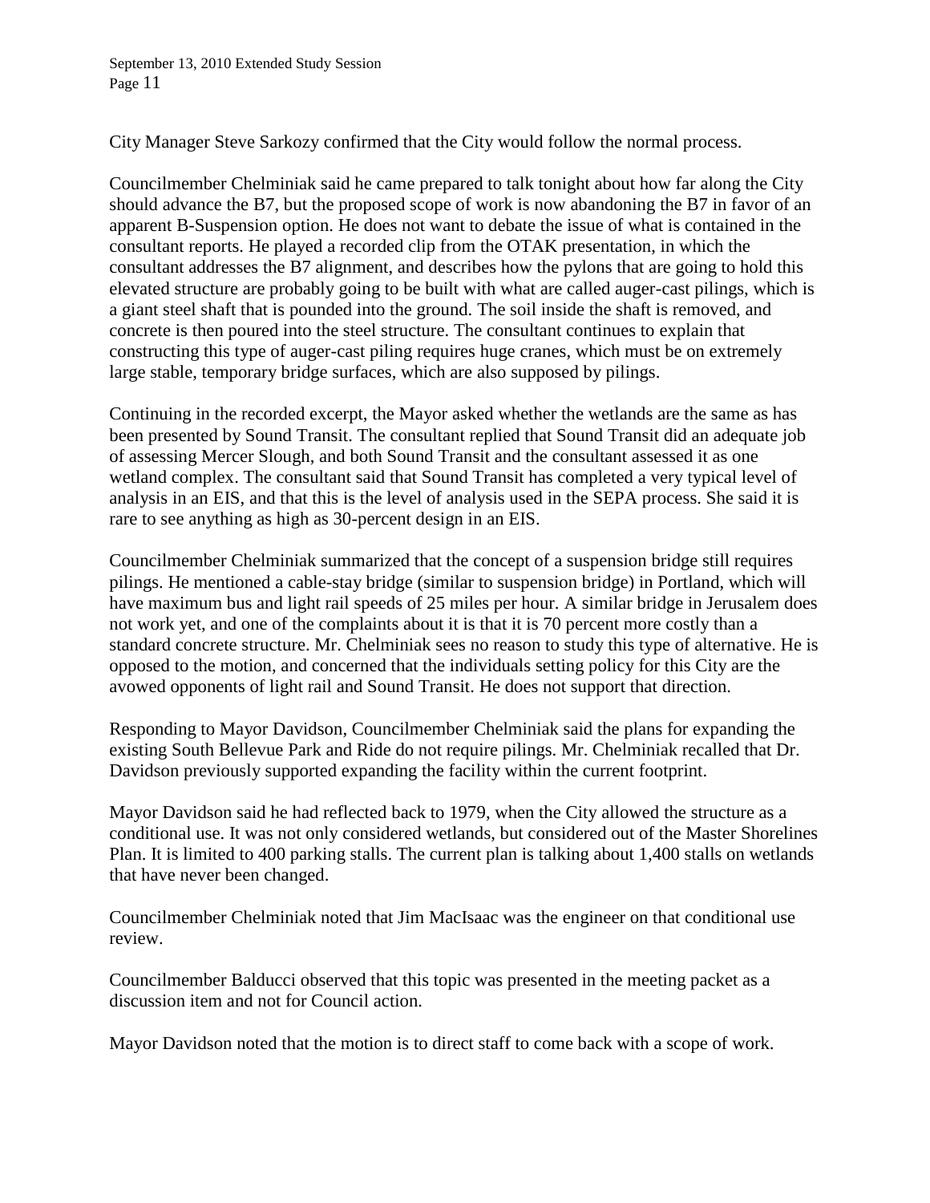City Manager Steve Sarkozy confirmed that the City would follow the normal process.

Councilmember Chelminiak said he came prepared to talk tonight about how far along the City should advance the B7, but the proposed scope of work is now abandoning the B7 in favor of an apparent B-Suspension option. He does not want to debate the issue of what is contained in the consultant reports. He played a recorded clip from the OTAK presentation, in which the consultant addresses the B7 alignment, and describes how the pylons that are going to hold this elevated structure are probably going to be built with what are called auger-cast pilings, which is a giant steel shaft that is pounded into the ground. The soil inside the shaft is removed, and concrete is then poured into the steel structure. The consultant continues to explain that constructing this type of auger-cast piling requires huge cranes, which must be on extremely large stable, temporary bridge surfaces, which are also supposed by pilings.

Continuing in the recorded excerpt, the Mayor asked whether the wetlands are the same as has been presented by Sound Transit. The consultant replied that Sound Transit did an adequate job of assessing Mercer Slough, and both Sound Transit and the consultant assessed it as one wetland complex. The consultant said that Sound Transit has completed a very typical level of analysis in an EIS, and that this is the level of analysis used in the SEPA process. She said it is rare to see anything as high as 30-percent design in an EIS.

Councilmember Chelminiak summarized that the concept of a suspension bridge still requires pilings. He mentioned a cable-stay bridge (similar to suspension bridge) in Portland, which will have maximum bus and light rail speeds of 25 miles per hour. A similar bridge in Jerusalem does not work yet, and one of the complaints about it is that it is 70 percent more costly than a standard concrete structure. Mr. Chelminiak sees no reason to study this type of alternative. He is opposed to the motion, and concerned that the individuals setting policy for this City are the avowed opponents of light rail and Sound Transit. He does not support that direction.

Responding to Mayor Davidson, Councilmember Chelminiak said the plans for expanding the existing South Bellevue Park and Ride do not require pilings. Mr. Chelminiak recalled that Dr. Davidson previously supported expanding the facility within the current footprint.

Mayor Davidson said he had reflected back to 1979, when the City allowed the structure as a conditional use. It was not only considered wetlands, but considered out of the Master Shorelines Plan. It is limited to 400 parking stalls. The current plan is talking about 1,400 stalls on wetlands that have never been changed.

Councilmember Chelminiak noted that Jim MacIsaac was the engineer on that conditional use review.

Councilmember Balducci observed that this topic was presented in the meeting packet as a discussion item and not for Council action.

Mayor Davidson noted that the motion is to direct staff to come back with a scope of work.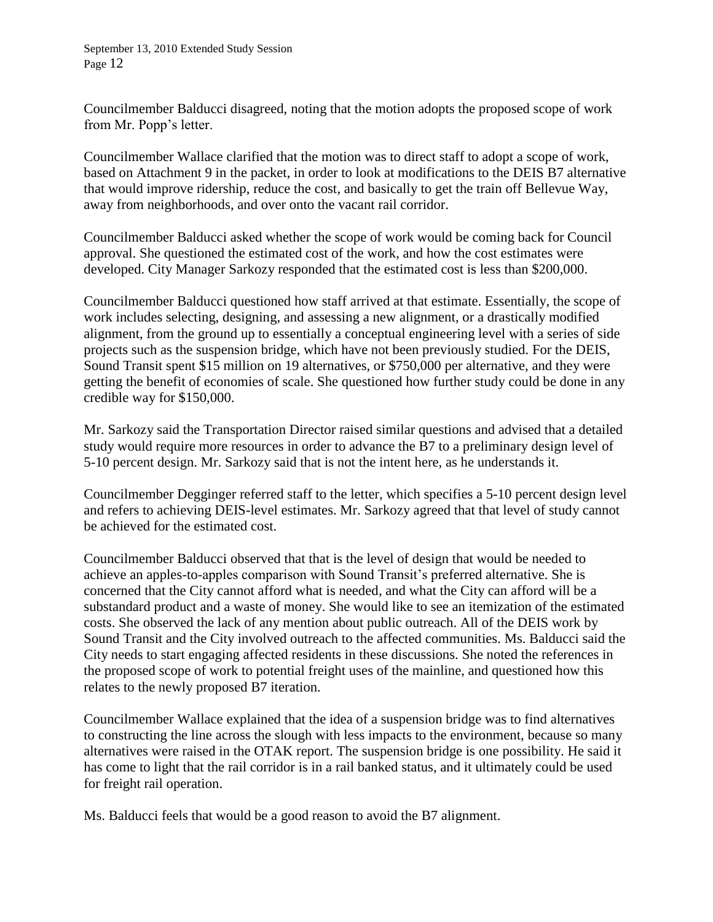Councilmember Balducci disagreed, noting that the motion adopts the proposed scope of work from Mr. Popp's letter.

Councilmember Wallace clarified that the motion was to direct staff to adopt a scope of work, based on Attachment 9 in the packet, in order to look at modifications to the DEIS B7 alternative that would improve ridership, reduce the cost, and basically to get the train off Bellevue Way, away from neighborhoods, and over onto the vacant rail corridor.

Councilmember Balducci asked whether the scope of work would be coming back for Council approval. She questioned the estimated cost of the work, and how the cost estimates were developed. City Manager Sarkozy responded that the estimated cost is less than $200,000.

Councilmember Balducci questioned how staff arrived at that estimate. Essentially, the scope of work includes selecting, designing, and assessing a new alignment, or a drastically modified alignment, from the ground up to essentially a conceptual engineering level with a series of side projects such as the suspension bridge, which have not been previously studied. For the DEIS, Sound Transit spent $15 million on 19 alternatives, or $750,000 per alternative, and they were getting the benefit of economies of scale. She questioned how further study could be done in any credible way for $150,000.

Mr. Sarkozy said the Transportation Director raised similar questions and advised that a detailed study would require more resources in order to advance the B7 to a preliminary design level of 5-10 percent design. Mr. Sarkozy said that is not the intent here, as he understands it.

Councilmember Degginger referred staff to the letter, which specifies a 5-10 percent design level and refers to achieving DEIS-level estimates. Mr. Sarkozy agreed that that level of study cannot be achieved for the estimated cost.

Councilmember Balducci observed that that is the level of design that would be needed to achieve an apples-to-apples comparison with Sound Transit's preferred alternative. She is concerned that the City cannot afford what is needed, and what the City can afford will be a substandard product and a waste of money. She would like to see an itemization of the estimated costs. She observed the lack of any mention about public outreach. All of the DEIS work by Sound Transit and the City involved outreach to the affected communities. Ms. Balducci said the City needs to start engaging affected residents in these discussions. She noted the references in the proposed scope of work to potential freight uses of the mainline, and questioned how this relates to the newly proposed B7 iteration.

Councilmember Wallace explained that the idea of a suspension bridge was to find alternatives to constructing the line across the slough with less impacts to the environment, because so many alternatives were raised in the OTAK report. The suspension bridge is one possibility. He said it has come to light that the rail corridor is in a rail banked status, and it ultimately could be used for freight rail operation.

Ms. Balducci feels that would be a good reason to avoid the B7 alignment.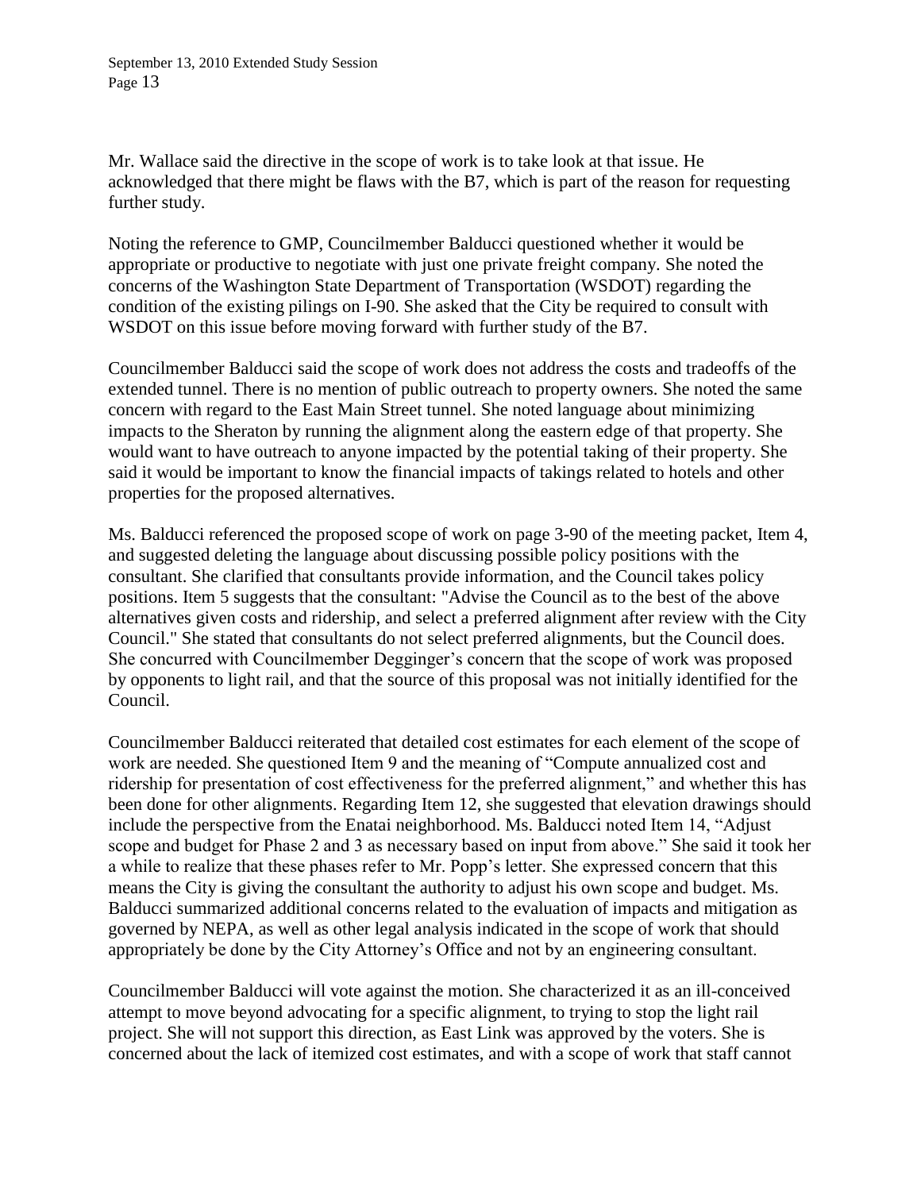Mr. Wallace said the directive in the scope of work is to take look at that issue. He acknowledged that there might be flaws with the B7, which is part of the reason for requesting further study.

Noting the reference to GMP, Councilmember Balducci questioned whether it would be appropriate or productive to negotiate with just one private freight company. She noted the concerns of the Washington State Department of Transportation (WSDOT) regarding the condition of the existing pilings on I-90. She asked that the City be required to consult with WSDOT on this issue before moving forward with further study of the B7.

Councilmember Balducci said the scope of work does not address the costs and tradeoffs of the extended tunnel. There is no mention of public outreach to property owners. She noted the same concern with regard to the East Main Street tunnel. She noted language about minimizing impacts to the Sheraton by running the alignment along the eastern edge of that property. She would want to have outreach to anyone impacted by the potential taking of their property. She said it would be important to know the financial impacts of takings related to hotels and other properties for the proposed alternatives.

Ms. Balducci referenced the proposed scope of work on page 3-90 of the meeting packet, Item 4, and suggested deleting the language about discussing possible policy positions with the consultant. She clarified that consultants provide information, and the Council takes policy positions. Item 5 suggests that the consultant: "Advise the Council as to the best of the above alternatives given costs and ridership, and select a preferred alignment after review with the City Council." She stated that consultants do not select preferred alignments, but the Council does. She concurred with Councilmember Degginger's concern that the scope of work was proposed by opponents to light rail, and that the source of this proposal was not initially identified for the Council.

Councilmember Balducci reiterated that detailed cost estimates for each element of the scope of work are needed. She questioned Item 9 and the meaning of "Compute annualized cost and ridership for presentation of cost effectiveness for the preferred alignment," and whether this has been done for other alignments. Regarding Item 12, she suggested that elevation drawings should include the perspective from the Enatai neighborhood. Ms. Balducci noted Item 14, "Adjust scope and budget for Phase 2 and 3 as necessary based on input from above." She said it took her a while to realize that these phases refer to Mr. Popp's letter. She expressed concern that this means the City is giving the consultant the authority to adjust his own scope and budget. Ms. Balducci summarized additional concerns related to the evaluation of impacts and mitigation as governed by NEPA, as well as other legal analysis indicated in the scope of work that should appropriately be done by the City Attorney's Office and not by an engineering consultant.

Councilmember Balducci will vote against the motion. She characterized it as an ill-conceived attempt to move beyond advocating for a specific alignment, to trying to stop the light rail project. She will not support this direction, as East Link was approved by the voters. She is concerned about the lack of itemized cost estimates, and with a scope of work that staff cannot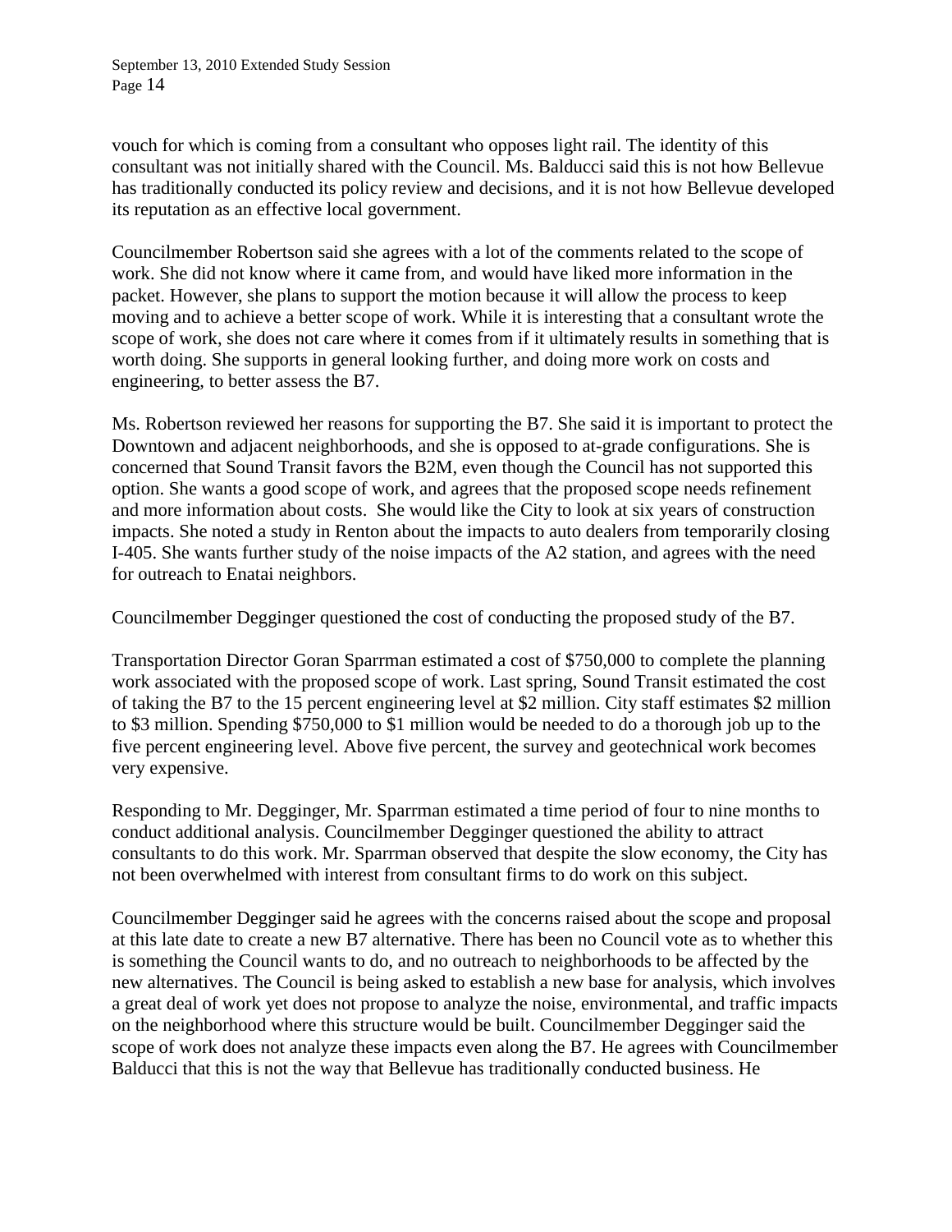vouch for which is coming from a consultant who opposes light rail. The identity of this consultant was not initially shared with the Council. Ms. Balducci said this is not how Bellevue has traditionally conducted its policy review and decisions, and it is not how Bellevue developed its reputation as an effective local government.

Councilmember Robertson said she agrees with a lot of the comments related to the scope of work. She did not know where it came from, and would have liked more information in the packet. However, she plans to support the motion because it will allow the process to keep moving and to achieve a better scope of work. While it is interesting that a consultant wrote the scope of work, she does not care where it comes from if it ultimately results in something that is worth doing. She supports in general looking further, and doing more work on costs and engineering, to better assess the B7.

Ms. Robertson reviewed her reasons for supporting the B7. She said it is important to protect the Downtown and adjacent neighborhoods, and she is opposed to at-grade configurations. She is concerned that Sound Transit favors the B2M, even though the Council has not supported this option. She wants a good scope of work, and agrees that the proposed scope needs refinement and more information about costs. She would like the City to look at six years of construction impacts. She noted a study in Renton about the impacts to auto dealers from temporarily closing I-405. She wants further study of the noise impacts of the A2 station, and agrees with the need for outreach to Enatai neighbors.

Councilmember Degginger questioned the cost of conducting the proposed study of the B7.

Transportation Director Goran Sparrman estimated a cost of $750,000 to complete the planning work associated with the proposed scope of work. Last spring, Sound Transit estimated the cost of taking the B7 to the 15 percent engineering level at $2 million. City staff estimates $2 million to $3 million. Spending $750,000 to $1 million would be needed to do a thorough job up to the five percent engineering level. Above five percent, the survey and geotechnical work becomes very expensive.

Responding to Mr. Degginger, Mr. Sparrman estimated a time period of four to nine months to conduct additional analysis. Councilmember Degginger questioned the ability to attract consultants to do this work. Mr. Sparrman observed that despite the slow economy, the City has not been overwhelmed with interest from consultant firms to do work on this subject.

Councilmember Degginger said he agrees with the concerns raised about the scope and proposal at this late date to create a new B7 alternative. There has been no Council vote as to whether this is something the Council wants to do, and no outreach to neighborhoods to be affected by the new alternatives. The Council is being asked to establish a new base for analysis, which involves a great deal of work yet does not propose to analyze the noise, environmental, and traffic impacts on the neighborhood where this structure would be built. Councilmember Degginger said the scope of work does not analyze these impacts even along the B7. He agrees with Councilmember Balducci that this is not the way that Bellevue has traditionally conducted business. He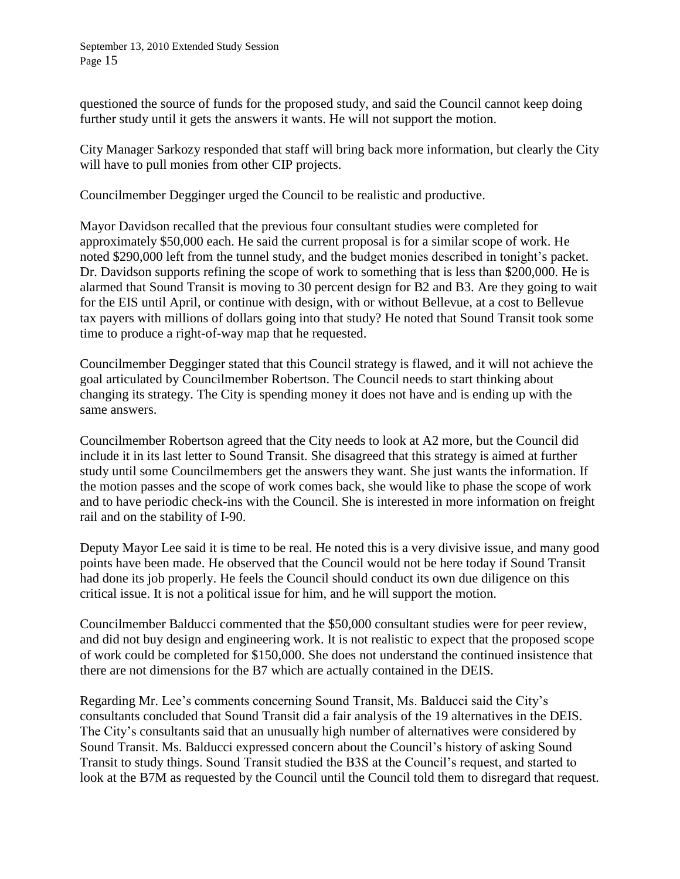questioned the source of funds for the proposed study, and said the Council cannot keep doing further study until it gets the answers it wants. He will not support the motion.

City Manager Sarkozy responded that staff will bring back more information, but clearly the City will have to pull monies from other CIP projects.

Councilmember Degginger urged the Council to be realistic and productive.

Mayor Davidson recalled that the previous four consultant studies were completed for approximately $50,000 each. He said the current proposal is for a similar scope of work. He noted $290,000 left from the tunnel study, and the budget monies described in tonight's packet. Dr. Davidson supports refining the scope of work to something that is less than $200,000. He is alarmed that Sound Transit is moving to 30 percent design for B2 and B3. Are they going to wait for the EIS until April, or continue with design, with or without Bellevue, at a cost to Bellevue tax payers with millions of dollars going into that study? He noted that Sound Transit took some time to produce a right-of-way map that he requested.

Councilmember Degginger stated that this Council strategy is flawed, and it will not achieve the goal articulated by Councilmember Robertson. The Council needs to start thinking about changing its strategy. The City is spending money it does not have and is ending up with the same answers.

Councilmember Robertson agreed that the City needs to look at A2 more, but the Council did include it in its last letter to Sound Transit. She disagreed that this strategy is aimed at further study until some Councilmembers get the answers they want. She just wants the information. If the motion passes and the scope of work comes back, she would like to phase the scope of work and to have periodic check-ins with the Council. She is interested in more information on freight rail and on the stability of I-90.

Deputy Mayor Lee said it is time to be real. He noted this is a very divisive issue, and many good points have been made. He observed that the Council would not be here today if Sound Transit had done its job properly. He feels the Council should conduct its own due diligence on this critical issue. It is not a political issue for him, and he will support the motion.

Councilmember Balducci commented that the $50,000 consultant studies were for peer review, and did not buy design and engineering work. It is not realistic to expect that the proposed scope of work could be completed for $150,000. She does not understand the continued insistence that there are not dimensions for the B7 which are actually contained in the DEIS.

Regarding Mr. Lee's comments concerning Sound Transit, Ms. Balducci said the City's consultants concluded that Sound Transit did a fair analysis of the 19 alternatives in the DEIS. The City's consultants said that an unusually high number of alternatives were considered by Sound Transit. Ms. Balducci expressed concern about the Council's history of asking Sound Transit to study things. Sound Transit studied the B3S at the Council's request, and started to look at the B7M as requested by the Council until the Council told them to disregard that request.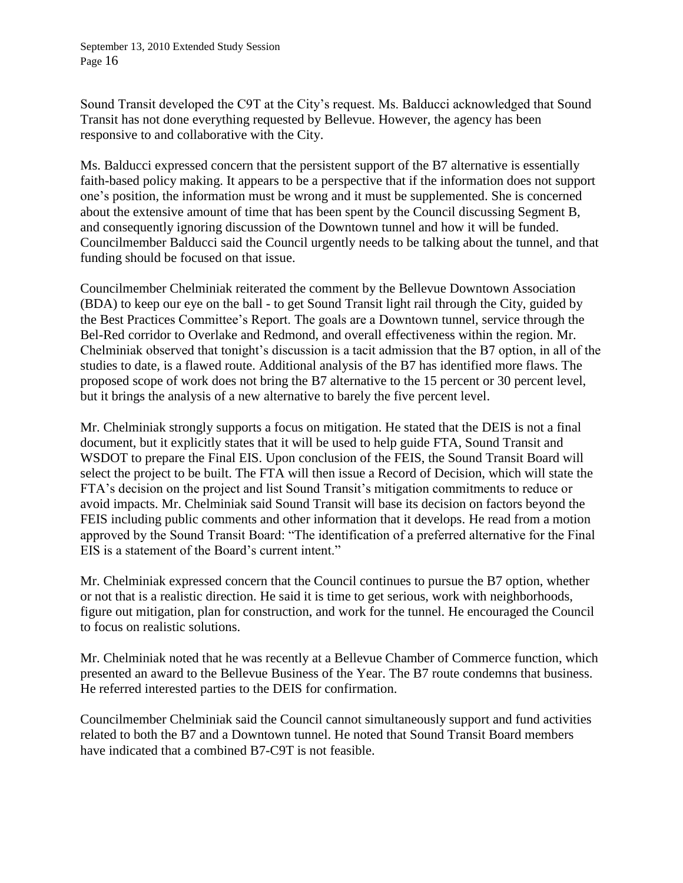Sound Transit developed the C9T at the City's request. Ms. Balducci acknowledged that Sound Transit has not done everything requested by Bellevue. However, the agency has been responsive to and collaborative with the City.

Ms. Balducci expressed concern that the persistent support of the B7 alternative is essentially faith-based policy making. It appears to be a perspective that if the information does not support one's position, the information must be wrong and it must be supplemented. She is concerned about the extensive amount of time that has been spent by the Council discussing Segment B, and consequently ignoring discussion of the Downtown tunnel and how it will be funded. Councilmember Balducci said the Council urgently needs to be talking about the tunnel, and that funding should be focused on that issue.

Councilmember Chelminiak reiterated the comment by the Bellevue Downtown Association (BDA) to keep our eye on the ball - to get Sound Transit light rail through the City, guided by the Best Practices Committee's Report. The goals are a Downtown tunnel, service through the Bel-Red corridor to Overlake and Redmond, and overall effectiveness within the region. Mr. Chelminiak observed that tonight's discussion is a tacit admission that the B7 option, in all of the studies to date, is a flawed route. Additional analysis of the B7 has identified more flaws. The proposed scope of work does not bring the B7 alternative to the 15 percent or 30 percent level, but it brings the analysis of a new alternative to barely the five percent level.

Mr. Chelminiak strongly supports a focus on mitigation. He stated that the DEIS is not a final document, but it explicitly states that it will be used to help guide FTA, Sound Transit and WSDOT to prepare the Final EIS. Upon conclusion of the FEIS, the Sound Transit Board will select the project to be built. The FTA will then issue a Record of Decision, which will state the FTA's decision on the project and list Sound Transit's mitigation commitments to reduce or avoid impacts. Mr. Chelminiak said Sound Transit will base its decision on factors beyond the FEIS including public comments and other information that it develops. He read from a motion approved by the Sound Transit Board: "The identification of a preferred alternative for the Final EIS is a statement of the Board's current intent."

Mr. Chelminiak expressed concern that the Council continues to pursue the B7 option, whether or not that is a realistic direction. He said it is time to get serious, work with neighborhoods, figure out mitigation, plan for construction, and work for the tunnel. He encouraged the Council to focus on realistic solutions.

Mr. Chelminiak noted that he was recently at a Bellevue Chamber of Commerce function, which presented an award to the Bellevue Business of the Year. The B7 route condemns that business. He referred interested parties to the DEIS for confirmation.

Councilmember Chelminiak said the Council cannot simultaneously support and fund activities related to both the B7 and a Downtown tunnel. He noted that Sound Transit Board members have indicated that a combined B7-C9T is not feasible.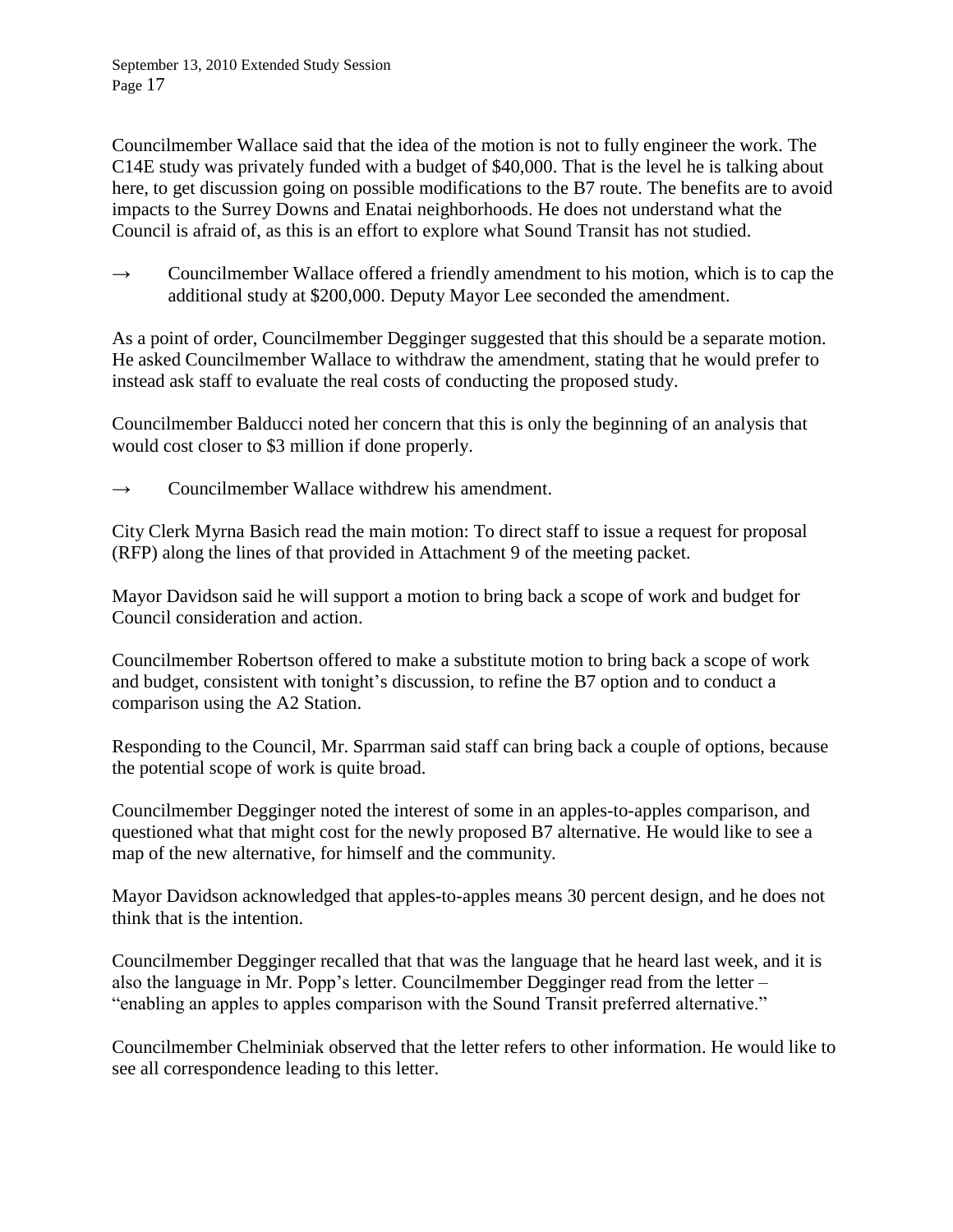Councilmember Wallace said that the idea of the motion is not to fully engineer the work. The C14E study was privately funded with a budget of $40,000. That is the level he is talking about here, to get discussion going on possible modifications to the B7 route. The benefits are to avoid impacts to the Surrey Downs and Enatai neighborhoods. He does not understand what the Council is afraid of, as this is an effort to explore what Sound Transit has not studied.

→ Councilmember Wallace offered a friendly amendment to his motion, which is to cap the additional study at $200,000. Deputy Mayor Lee seconded the amendment.

As a point of order, Councilmember Degginger suggested that this should be a separate motion. He asked Councilmember Wallace to withdraw the amendment, stating that he would prefer to instead ask staff to evaluate the real costs of conducting the proposed study.

Councilmember Balducci noted her concern that this is only the beginning of an analysis that would cost closer to $3 million if done properly.

→ Councilmember Wallace withdrew his amendment.

City Clerk Myrna Basich read the main motion: To direct staff to issue a request for proposal (RFP) along the lines of that provided in Attachment 9 of the meeting packet.

Mayor Davidson said he will support a motion to bring back a scope of work and budget for Council consideration and action.

Councilmember Robertson offered to make a substitute motion to bring back a scope of work and budget, consistent with tonight's discussion, to refine the B7 option and to conduct a comparison using the A2 Station.

Responding to the Council, Mr. Sparrman said staff can bring back a couple of options, because the potential scope of work is quite broad.

Councilmember Degginger noted the interest of some in an apples-to-apples comparison, and questioned what that might cost for the newly proposed B7 alternative. He would like to see a map of the new alternative, for himself and the community.

Mayor Davidson acknowledged that apples-to-apples means 30 percent design, and he does not think that is the intention.

Councilmember Degginger recalled that that was the language that he heard last week, and it is also the language in Mr. Popp's letter. Councilmember Degginger read from the letter – "enabling an apples to apples comparison with the Sound Transit preferred alternative."

Councilmember Chelminiak observed that the letter refers to other information. He would like to see all correspondence leading to this letter.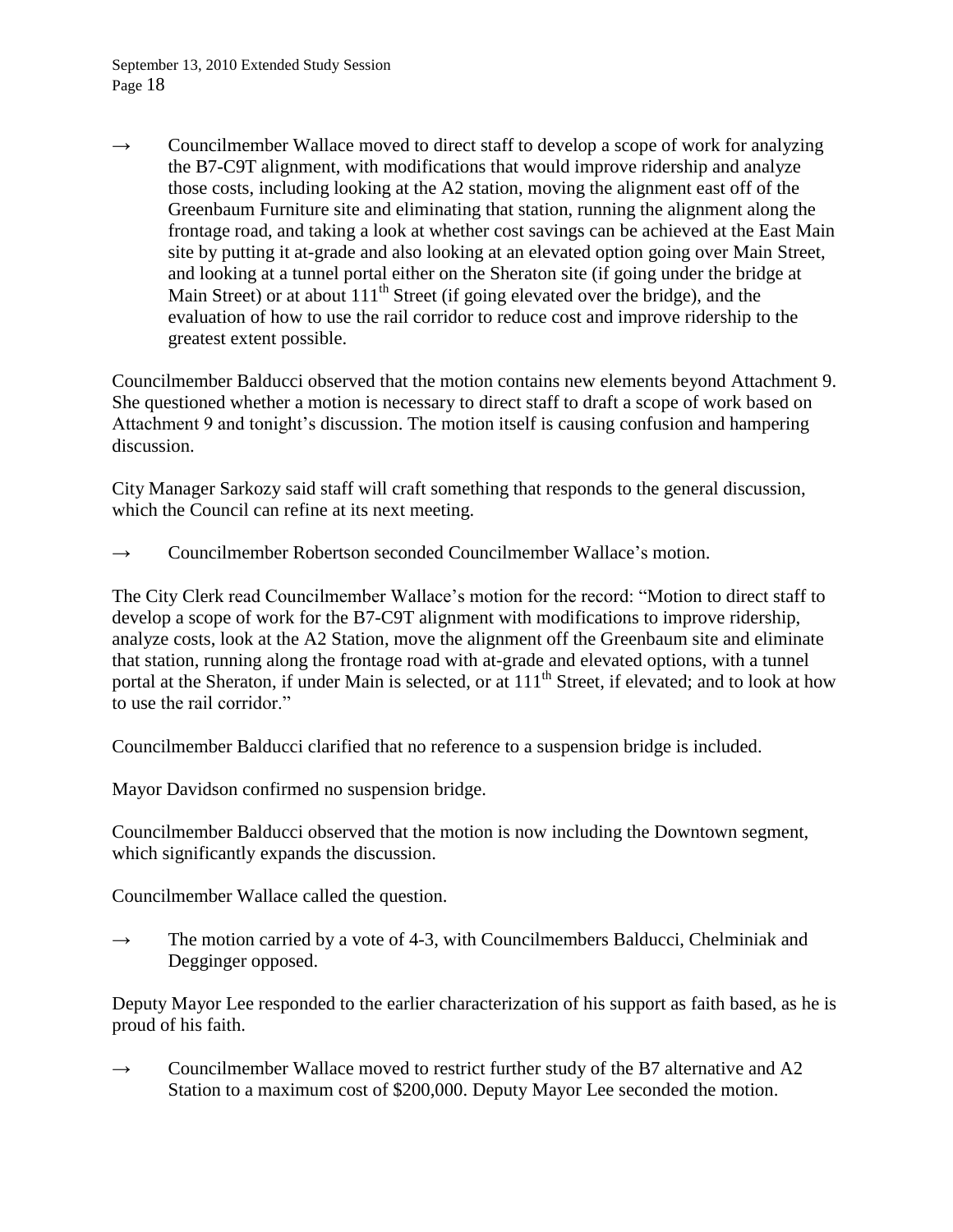→ Councilmember Wallace moved to direct staff to develop a scope of work for analyzing the B7-C9T alignment, with modifications that would improve ridership and analyze those costs, including looking at the A2 station, moving the alignment east off of the Greenbaum Furniture site and eliminating that station, running the alignment along the frontage road, and taking a look at whether cost savings can be achieved at the East Main site by putting it at-grade and also looking at an elevated option going over Main Street, and looking at a tunnel portal either on the Sheraton site (if going under the bridge at Main Street) or at about 111th Street (if going elevated over the bridge), and the evaluation of how to use the rail corridor to reduce cost and improve ridership to the greatest extent possible.

Councilmember Balducci observed that the motion contains new elements beyond Attachment 9. She questioned whether a motion is necessary to direct staff to draft a scope of work based on Attachment 9 and tonight's discussion. The motion itself is causing confusion and hampering discussion.

City Manager Sarkozy said staff will craft something that responds to the general discussion, which the Council can refine at its next meeting.

→ Councilmember Robertson seconded Councilmember Wallace's motion.

The City Clerk read Councilmember Wallace's motion for the record: "Motion to direct staff to develop a scope of work for the B7-C9T alignment with modifications to improve ridership, analyze costs, look at the A2 Station, move the alignment off the Greenbaum site and eliminate that station, running along the frontage road with at-grade and elevated options, with a tunnel portal at the Sheraton, if under Main is selected, or at 111th Street, if elevated; and to look at how to use the rail corridor."

Councilmember Balducci clarified that no reference to a suspension bridge is included.

Mayor Davidson confirmed no suspension bridge.

Councilmember Balducci observed that the motion is now including the Downtown segment, which significantly expands the discussion.

Councilmember Wallace called the question.

→ The motion carried by a vote of 4-3, with Councilmembers Balducci, Chelminiak and Degginger opposed.

Deputy Mayor Lee responded to the earlier characterization of his support as faith based, as he is proud of his faith.

→ Councilmember Wallace moved to restrict further study of the B7 alternative and A2 Station to a maximum cost of $200,000. Deputy Mayor Lee seconded the motion.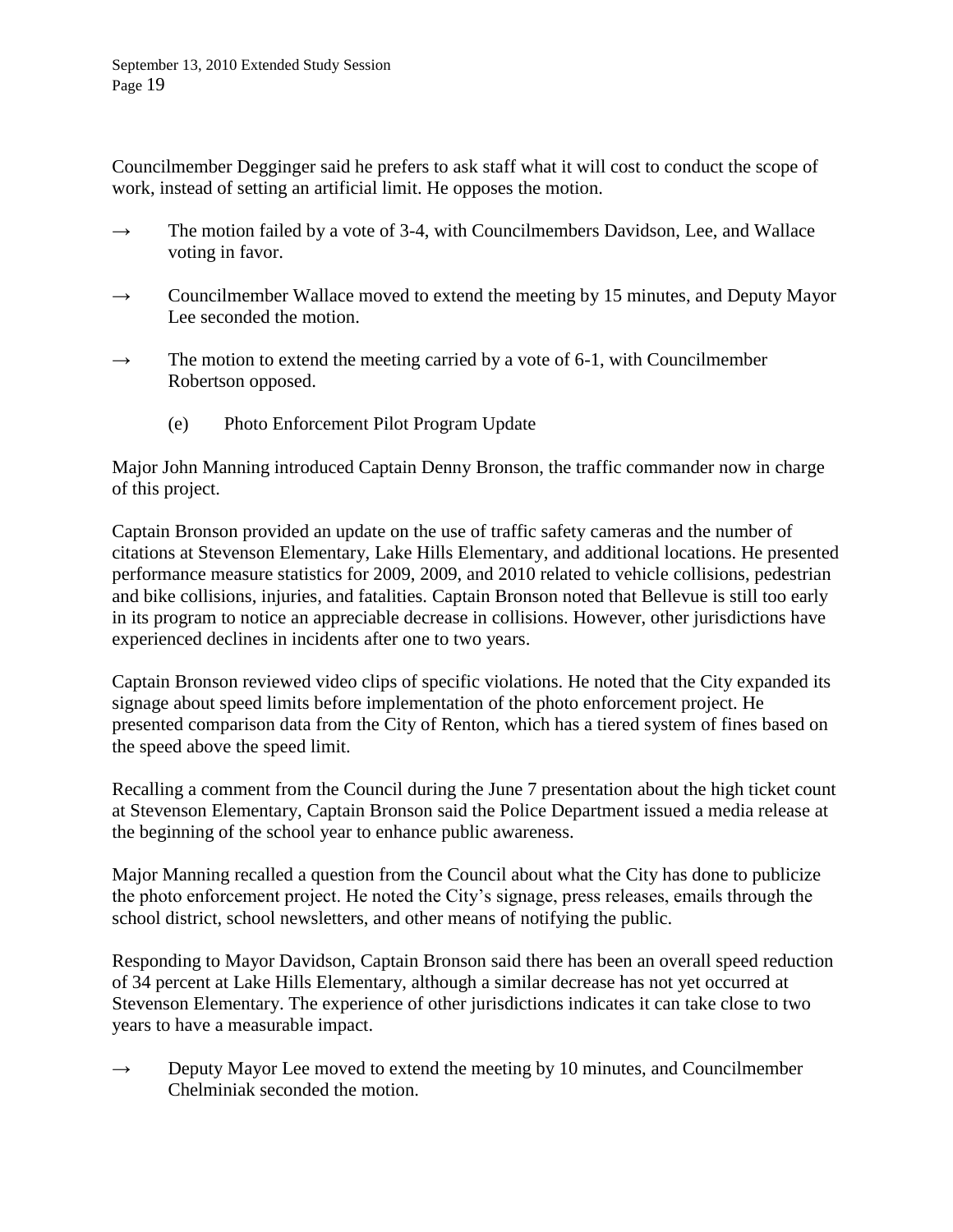Councilmember Degginger said he prefers to ask staff what it will cost to conduct the scope of work, instead of setting an artificial limit. He opposes the motion.

→ The motion failed by a vote of 3-4, with Councilmembers Davidson, Lee, and Wallace voting in favor.

→ Councilmember Wallace moved to extend the meeting by 15 minutes, and Deputy Mayor Lee seconded the motion.

→ The motion to extend the meeting carried by a vote of 6-1, with Councilmember Robertson opposed.

(e) Photo Enforcement Pilot Program Update

Major John Manning introduced Captain Denny Bronson, the traffic commander now in charge of this project.

Captain Bronson provided an update on the use of traffic safety cameras and the number of citations at Stevenson Elementary, Lake Hills Elementary, and additional locations. He presented performance measure statistics for 2009, 2009, and 2010 related to vehicle collisions, pedestrian and bike collisions, injuries, and fatalities. Captain Bronson noted that Bellevue is still too early in its program to notice an appreciable decrease in collisions. However, other jurisdictions have experienced declines in incidents after one to two years.

Captain Bronson reviewed video clips of specific violations. He noted that the City expanded its signage about speed limits before implementation of the photo enforcement project. He presented comparison data from the City of Renton, which has a tiered system of fines based on the speed above the speed limit.

Recalling a comment from the Council during the June 7 presentation about the high ticket count at Stevenson Elementary, Captain Bronson said the Police Department issued a media release at the beginning of the school year to enhance public awareness.

Major Manning recalled a question from the Council about what the City has done to publicize the photo enforcement project. He noted the City's signage, press releases, emails through the school district, school newsletters, and other means of notifying the public.

Responding to Mayor Davidson, Captain Bronson said there has been an overall speed reduction of 34 percent at Lake Hills Elementary, although a similar decrease has not yet occurred at Stevenson Elementary. The experience of other jurisdictions indicates it can take close to two years to have a measurable impact.

→ Deputy Mayor Lee moved to extend the meeting by 10 minutes, and Councilmember Chelminiak seconded the motion.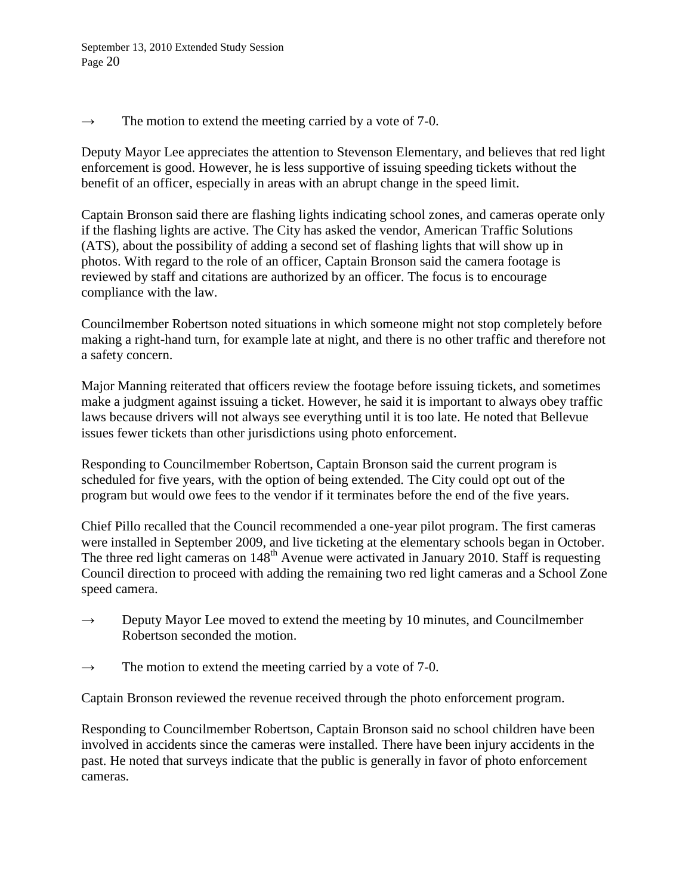→ The motion to extend the meeting carried by a vote of 7-0.

Deputy Mayor Lee appreciates the attention to Stevenson Elementary, and believes that red light enforcement is good. However, he is less supportive of issuing speeding tickets without the benefit of an officer, especially in areas with an abrupt change in the speed limit.

Captain Bronson said there are flashing lights indicating school zones, and cameras operate only if the flashing lights are active. The City has asked the vendor, American Traffic Solutions (ATS), about the possibility of adding a second set of flashing lights that will show up in photos. With regard to the role of an officer, Captain Bronson said the camera footage is reviewed by staff and citations are authorized by an officer. The focus is to encourage compliance with the law.

Councilmember Robertson noted situations in which someone might not stop completely before making a right-hand turn, for example late at night, and there is no other traffic and therefore not a safety concern.

Major Manning reiterated that officers review the footage before issuing tickets, and sometimes make a judgment against issuing a ticket. However, he said it is important to always obey traffic laws because drivers will not always see everything until it is too late. He noted that Bellevue issues fewer tickets than other jurisdictions using photo enforcement.

Responding to Councilmember Robertson, Captain Bronson said the current program is scheduled for five years, with the option of being extended. The City could opt out of the program but would owe fees to the vendor if it terminates before the end of the five years.

Chief Pillo recalled that the Council recommended a one-year pilot program. The first cameras were installed in September 2009, and live ticketing at the elementary schools began in October. The three red light cameras on 148th Avenue were activated in January 2010. Staff is requesting Council direction to proceed with adding the remaining two red light cameras and a School Zone speed camera.

→ Deputy Mayor Lee moved to extend the meeting by 10 minutes, and Councilmember Robertson seconded the motion.

→ The motion to extend the meeting carried by a vote of 7-0.

Captain Bronson reviewed the revenue received through the photo enforcement program.

Responding to Councilmember Robertson, Captain Bronson said no school children have been involved in accidents since the cameras were installed. There have been injury accidents in the past. He noted that surveys indicate that the public is generally in favor of photo enforcement cameras.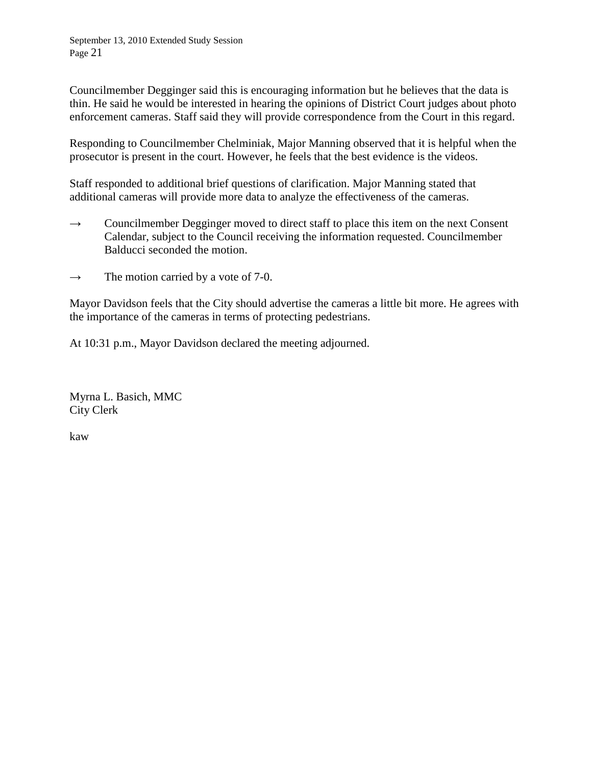Councilmember Degginger said this is encouraging information but he believes that the data is thin. He said he would be interested in hearing the opinions of District Court judges about photo enforcement cameras. Staff said they will provide correspondence from the Court in this regard.

Responding to Councilmember Chelminiak, Major Manning observed that it is helpful when the prosecutor is present in the court. However, he feels that the best evidence is the videos.

Staff responded to additional brief questions of clarification. Major Manning stated that additional cameras will provide more data to analyze the effectiveness of the cameras.

→ Councilmember Degginger moved to direct staff to place this item on the next Consent Calendar, subject to the Council receiving the information requested. Councilmember Balducci seconded the motion.

→ The motion carried by a vote of 7-0.

Mayor Davidson feels that the City should advertise the cameras a little bit more. He agrees with the importance of the cameras in terms of protecting pedestrians.

At 10:31 p.m., Mayor Davidson declared the meeting adjourned.

Myrna L. Basich, MMC
City Clerk

kaw